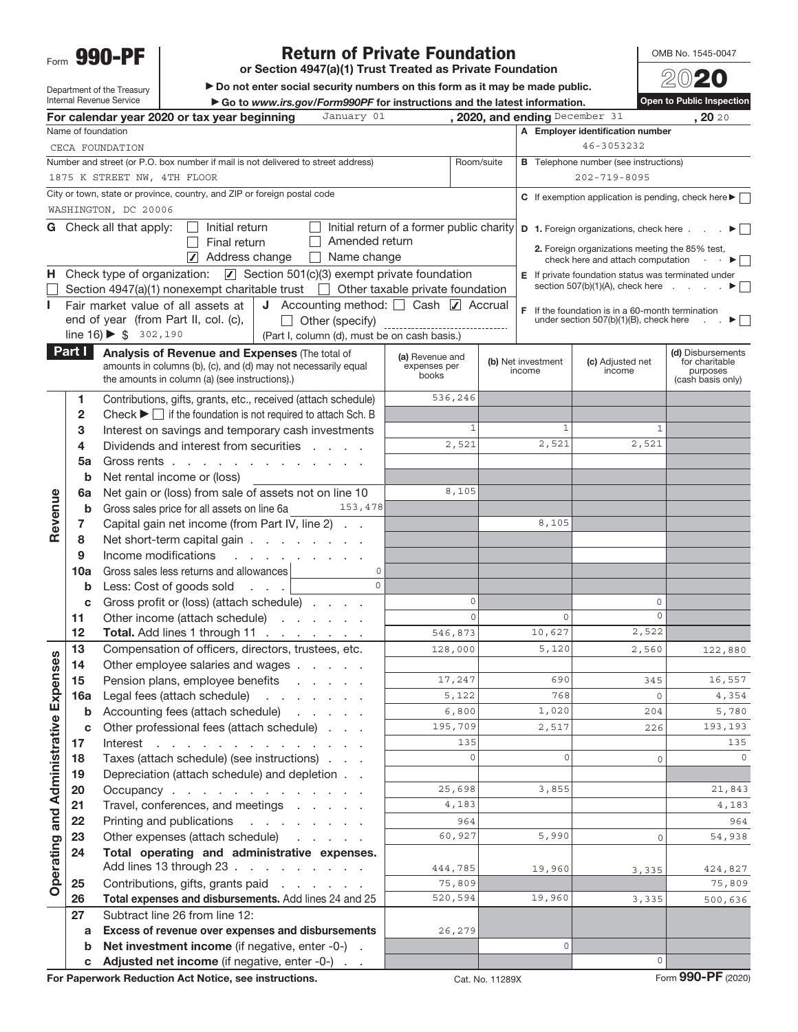Form **990-PF**

Department of the Treasury
Internal Revenue Service

# Return of Private Foundation

**or Section 4947(a)(1) Trust Treated as Private Foundation**

▶ **Do not enter social security numbers on this form as it may be made public.**

▶ **Go to *www.irs.gov/Form990PF* for instructions and the latest information.**

OMB No. 1545-0047

**2020**

**Open to Public Inspection**

**For calendar year 2020 or tax year beginning** January 01 **, 2020, and ending** December 31 **, 20** 20

Name of foundation: CECA FOUNDATION

**A** Employer identification number: 46-3053232

Number and street (or P.O. box number if mail is not delivered to street address): 1875 K STREET NW, 4TH FLOOR — Room/suite:

**B** Telephone number (see instructions): 202-719-8095

City or town, state or province, country, and ZIP or foreign postal code: WASHINGTON, DC 20006

**C** If exemption application is pending, check here ▶ ☐

**G** Check all that apply: ☐ Initial return ☐ Initial return of a former public charity ☐ Final return ☐ Amended return ☑ Address change ☐ Name change

**D** 1. Foreign organizations, check here . . . ▶ ☐
2. Foreign organizations meeting the 85% test, check here and attach computation . . ▶ ☐

**H** Check type of organization: ☑ Section 501(c)(3) exempt private foundation
☐ Section 4947(a)(1) nonexempt charitable trust ☐ Other taxable private foundation

**E** If private foundation status was terminated under section 507(b)(1)(A), check here . . . . ▶ ☐

**I** Fair market value of all assets at end of year (from Part II, col. (c), line 16) ▶ $ 302,190

**J** Accounting method: ☐ Cash ☑ Accrual ☐ Other (specify) (Part I, column (d), must be on cash basis.)

**F** If the foundation is in a 60-month termination under section 507(b)(1)(B), check here . . ▶ ☐

**Part I — Analysis of Revenue and Expenses** (The total of amounts in columns (b), (c), and (d) may not necessarily equal the amounts in column (a) (see instructions).)

| | | | (a) Revenue and expenses per books | (b) Net investment income | (c) Adjusted net income | (d) Disbursements for charitable purposes (cash basis only) |
|---|---|---|---|---|---|---|
| **Revenue** | 1 | Contributions, gifts, grants, etc., received (attach schedule) | 536,246 | | | |
| | 2 | Check ▶ ☐ if the foundation is not required to attach Sch. B | | | | |
| | 3 | Interest on savings and temporary cash investments | 1 | 1 | 1 | |
| | 4 | Dividends and interest from securities | 2,521 | 2,521 | 2,521 | |
| | 5a | Gross rents | | | | |
| | b | Net rental income or (loss) | | | | |
| | 6a | Net gain or (loss) from sale of assets not on line 10 | 8,105 | | | |
| | b | Gross sales price for all assets on line 6a 153,478 | | | | |
| | 7 | Capital gain net income (from Part IV, line 2) | | 8,105 | | |
| | 8 | Net short-term capital gain | | | | |
| | 9 | Income modifications | | | | |
| | 10a | Gross sales less returns and allowances 0 | | | | |
| | b | Less: Cost of goods sold 0 | | | | |
| | c | Gross profit or (loss) (attach schedule) | 0 | | 0 | |
| | 11 | Other income (attach schedule) | 0 | 0 | 0 | |
| | 12 | **Total.** Add lines 1 through 11 | 546,873 | 10,627 | 2,522 | |
| **Operating and Administrative Expenses** | 13 | Compensation of officers, directors, trustees, etc. | 128,000 | 5,120 | 2,560 | 122,880 |
| | 14 | Other employee salaries and wages | | | | |
| | 15 | Pension plans, employee benefits | 17,247 | 690 | 345 | 16,557 |
| | 16a | Legal fees (attach schedule) | 5,122 | 768 | 0 | 4,354 |
| | b | Accounting fees (attach schedule) | 6,800 | 1,020 | 204 | 5,780 |
| | c | Other professional fees (attach schedule) | 195,709 | 2,517 | 226 | 193,193 |
| | 17 | Interest | 135 | | | 135 |
| | 18 | Taxes (attach schedule) (see instructions) | 0 | 0 | 0 | 0 |
| | 19 | Depreciation (attach schedule) and depletion | | | | |
| | 20 | Occupancy | 25,698 | 3,855 | | 21,843 |
| | 21 | Travel, conferences, and meetings | 4,183 | | | 4,183 |
| | 22 | Printing and publications | 964 | | | 964 |
| | 23 | Other expenses (attach schedule) | 60,927 | 5,990 | 0 | 54,938 |
| | 24 | **Total operating and administrative expenses.** Add lines 13 through 23 | 444,785 | 19,960 | 3,335 | 424,827 |
| | 25 | Contributions, gifts, grants paid | 75,809 | | | 75,809 |
| | 26 | **Total expenses and disbursements.** Add lines 24 and 25 | 520,594 | 19,960 | 3,335 | 500,636 |
| | 27 | Subtract line 26 from line 12: | | | | |
| | a | **Excess of revenue over expenses and disbursements** | 26,279 | | | |
| | b | **Net investment income** (if negative, enter -0-) | | 0 | | |
| | c | **Adjusted net income** (if negative, enter -0-) | | | 0 | |

**For Paperwork Reduction Act Notice, see instructions.** Cat. No. 11289X Form **990-PF** (2020)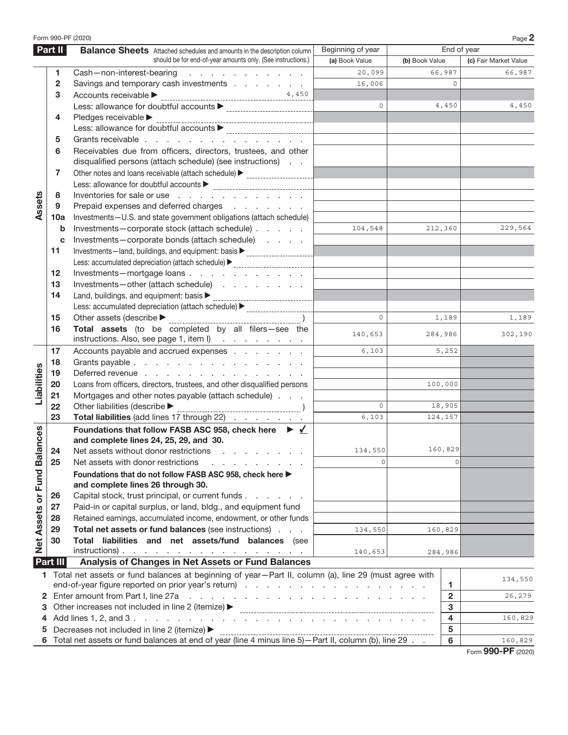Form 990-PF (2020)

## Part II Balance Sheets

Attached schedules and amounts in the description column should be for end-of-year amounts only. (See instructions.)

| | | | Beginning of year | End of year | |
|---|---|---|---|---|---|
| | | | (a) Book Value | (b) Book Value | (c) Fair Market Value |
| **Assets** | 1 | Cash—non-interest-bearing | 20,099 | 66,987 | 66,987 |
| | 2 | Savings and temporary cash investments | 16,006 | 0 | |
| | 3 | Accounts receivable ► 4,450 | | | |
| | | Less: allowance for doubtful accounts ► | 0 | 4,450 | 4,450 |
| | 4 | Pledges receivable ► | | | |
| | | Less: allowance for doubtful accounts ► | | | |
| | 5 | Grants receivable | | | |
| | 6 | Receivables due from officers, directors, trustees, and other disqualified persons (attach schedule) (see instructions) | | | |
| | 7 | Other notes and loans receivable (attach schedule) ► | | | |
| | | Less: allowance for doubtful accounts ► | | | |
| | 8 | Inventories for sale or use | | | |
| | 9 | Prepaid expenses and deferred charges | | | |
| | 10a | Investments—U.S. and state government obligations (attach schedule) | | | |
| | b | Investments—corporate stock (attach schedule) | 104,548 | 212,360 | 229,564 |
| | c | Investments—corporate bonds (attach schedule) | | | |
| | 11 | Investments—land, buildings, and equipment: basis ► | | | |
| | | Less: accumulated depreciation (attach schedule) ► | | | |
| | 12 | Investments—mortgage loans | | | |
| | 13 | Investments—other (attach schedule) | | | |
| | 14 | Land, buildings, and equipment: basis ► | | | |
| | | Less: accumulated depreciation (attach schedule) ► | | | |
| | 15 | Other assets (describe ► ) | 0 | 1,189 | 1,189 |
| | 16 | **Total assets** (to be completed by all filers—see the instructions. Also, see page 1, item I) | 140,653 | 284,986 | 302,190 |
| **Liabilities** | 17 | Accounts payable and accrued expenses | 6,103 | 5,252 | |
| | 18 | Grants payable | | | |
| | 19 | Deferred revenue | | | |
| | 20 | Loans from officers, directors, trustees, and other disqualified persons | | 100,000 | |
| | 21 | Mortgages and other notes payable (attach schedule) | | | |
| | 22 | Other liabilities (describe ► ) | 0 | 18,905 | |
| | 23 | **Total liabilities** (add lines 17 through 22) | 6,103 | 124,157 | |
| **Net Assets or Fund Balances** | | **Foundations that follow FASB ASC 958, check here** ► ✓ **and complete lines 24, 25, 29, and 30.** | | | |
| | 24 | Net assets without donor restrictions | 134,550 | 160,829 | |
| | 25 | Net assets with donor restrictions | 0 | 0 | |
| | | **Foundations that do not follow FASB ASC 958, check here ► and complete lines 26 through 30.** | | | |
| | 26 | Capital stock, trust principal, or current funds | | | |
| | 27 | Paid-in or capital surplus, or land, bldg., and equipment fund | | | |
| | 28 | Retained earnings, accumulated income, endowment, or other funds | | | |
| | 29 | **Total net assets or fund balances** (see instructions) | 134,550 | 160,829 | |
| | 30 | **Total liabilities and net assets/fund balances** (see instructions) | 140,653 | 284,986 | |

## Part III Analysis of Changes in Net Assets or Fund Balances

| | | Line | Amount |
|---|---|---|---|
| 1 | Total net assets or fund balances at beginning of year—Part II, column (a), line 29 (must agree with end-of-year figure reported on prior year's return) | 1 | 134,550 |
| 2 | Enter amount from Part I, line 27a | 2 | 26,279 |
| 3 | Other increases not included in line 2 (itemize) ► | 3 | |
| 4 | Add lines 1, 2, and 3 | 4 | 160,829 |
| 5 | Decreases not included in line 2 (itemize) ► | 5 | |
| 6 | Total net assets or fund balances at end of year (line 4 minus line 5)—Part II, column (b), line 29 | 6 | 160,829 |

Form **990-PF** (2020)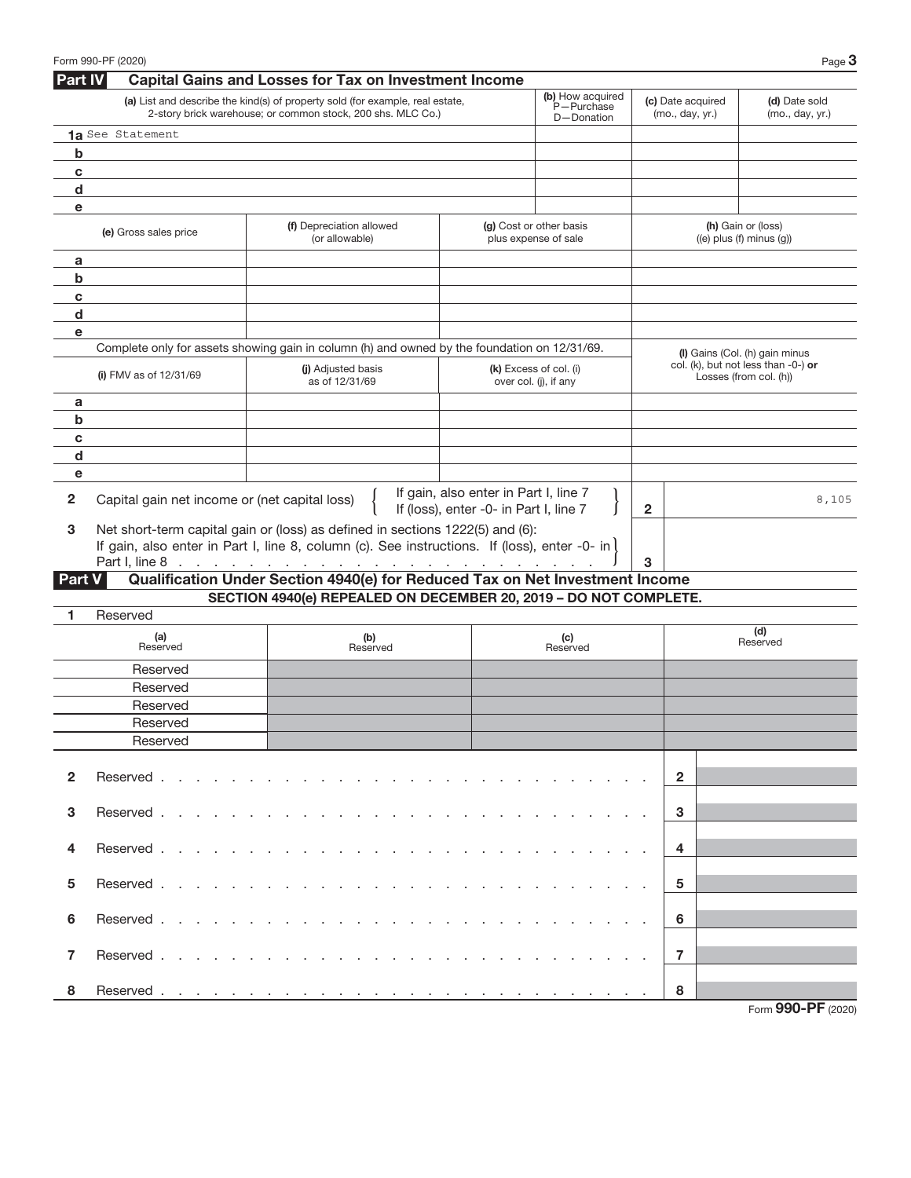## Part IV Capital Gains and Losses for Tax on Investment Income

| | (a) List and describe the kind(s) of property sold (for example, real estate, 2-story brick warehouse; or common stock, 200 shs. MLC Co.) | (b) How acquired P—Purchase D—Donation | (c) Date acquired (mo., day, yr.) | (d) Date sold (mo., day, yr.) |
|---|---|---|---|---|
| 1a | See Statement | | | |
| b | | | | |
| c | | | | |
| d | | | | |
| e | | | | |

| | (e) Gross sales price | (f) Depreciation allowed (or allowable) | (g) Cost or other basis plus expense of sale | (h) Gain or (loss) ((e) plus (f) minus (g)) |
|---|---|---|---|---|
| a | | | | |
| b | | | | |
| c | | | | |
| d | | | | |
| e | | | | |

Complete only for assets showing gain in column (h) and owned by the foundation on 12/31/69.

| | (i) FMV as of 12/31/69 | (j) Adjusted basis as of 12/31/69 | (k) Excess of col. (i) over col. (j), if any | (l) Gains (Col. (h) gain minus col. (k), but not less than -0-) **or** Losses (from col. (h)) |
|---|---|---|---|---|
| a | | | | |
| b | | | | |
| c | | | | |
| d | | | | |
| e | | | | |

| | | | |
|---|---|---|---|
| 2 | Capital gain net income or (net capital loss) { If gain, also enter in Part I, line 7 / If (loss), enter -0- in Part I, line 7 } | 2 | 8,105 |
| 3 | Net short-term capital gain or (loss) as defined in sections 1222(5) and (6): If gain, also enter in Part I, line 8, column (c). See instructions. If (loss), enter -0- in Part I, line 8 | 3 | |

## Part V Qualification Under Section 4940(e) for Reduced Tax on Net Investment Income

**SECTION 4940(e) REPEALED ON DECEMBER 20, 2019 – DO NOT COMPLETE.**

1 Reserved

| (a) Reserved | (b) Reserved | (c) Reserved | (d) Reserved |
|---|---|---|---|
| Reserved | | | |
| Reserved | | | |
| Reserved | | | |
| Reserved | | | |
| Reserved | | | |

| | | | |
|---|---|---|---|
| 2 | Reserved | 2 | |
| 3 | Reserved | 3 | |
| 4 | Reserved | 4 | |
| 5 | Reserved | 5 | |
| 6 | Reserved | 6 | |
| 7 | Reserved | 7 | |
| 8 | Reserved | 8 | |

Form **990-PF** (2020)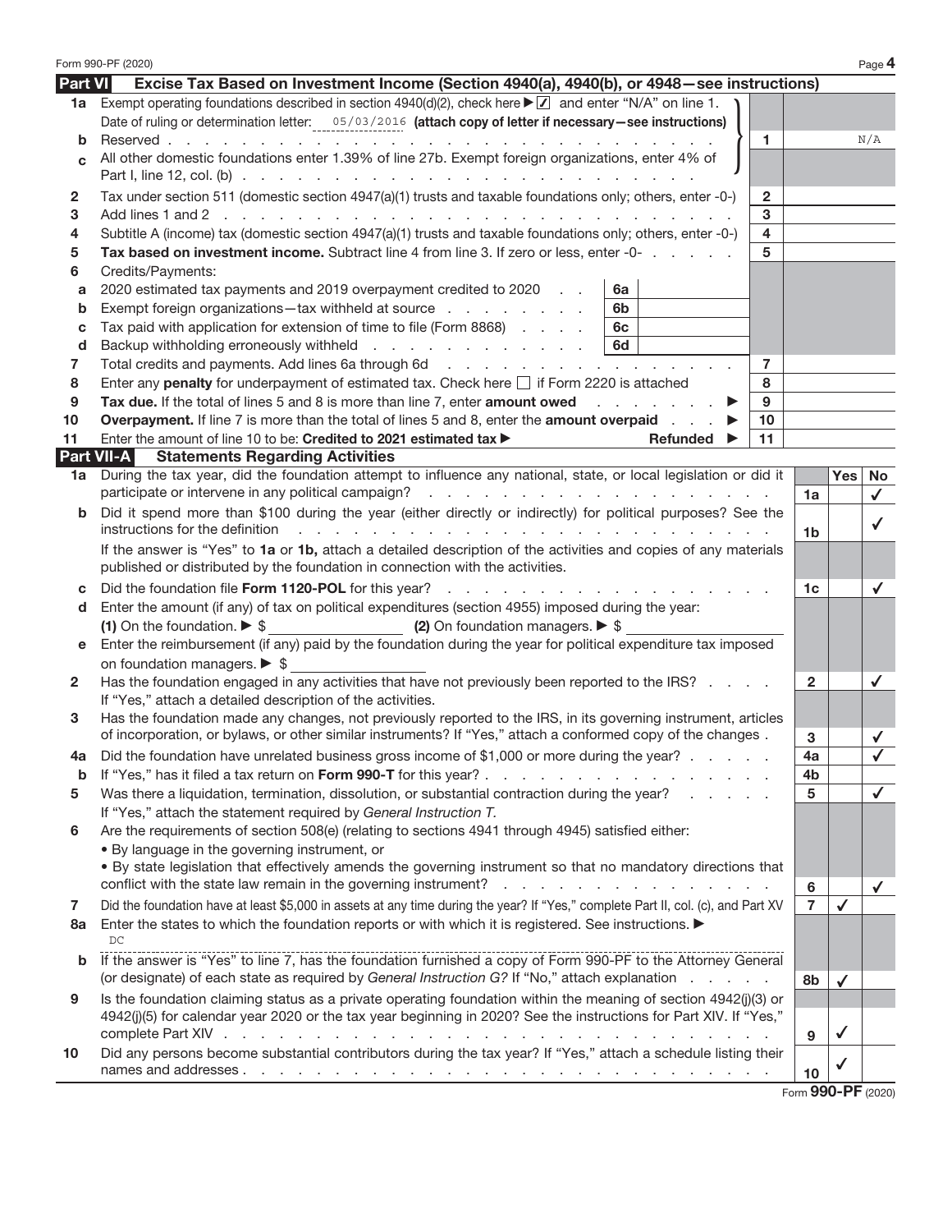Form 990-PF (2020)

## Part VI — Excise Tax Based on Investment Income (Section 4940(a), 4940(b), or 4948—see instructions)

| | | | |
|---|---|---|---|
| **1a** | Exempt operating foundations described in section 4940(d)(2), check here ▶ ☑ and enter "N/A" on line 1. Date of ruling or determination letter: 05/03/2016 **(attach copy of letter if necessary—see instructions)** | | |
| **b** | Reserved | 1 | N/A |
| **c** | All other domestic foundations enter 1.39% of line 27b. Exempt foreign organizations, enter 4% of Part I, line 12, col. (b) | | |
| **2** | Tax under section 511 (domestic section 4947(a)(1) trusts and taxable foundations only; others, enter -0-) | 2 | |
| **3** | Add lines 1 and 2 | 3 | |
| **4** | Subtitle A (income) tax (domestic section 4947(a)(1) trusts and taxable foundations only; others, enter -0-) | 4 | |
| **5** | **Tax based on investment income.** Subtract line 4 from line 3. If zero or less, enter -0- | 5 | |
| **6** | Credits/Payments: | | |
| **a** | 2020 estimated tax payments and 2019 overpayment credited to 2020 — 6a | | |
| **b** | Exempt foreign organizations—tax withheld at source — 6b | | |
| **c** | Tax paid with application for extension of time to file (Form 8868) — 6c | | |
| **d** | Backup withholding erroneously withheld — 6d | | |
| **7** | Total credits and payments. Add lines 6a through 6d | 7 | |
| **8** | Enter any **penalty** for underpayment of estimated tax. Check here ☐ if Form 2220 is attached | 8 | |
| **9** | **Tax due.** If the total of lines 5 and 8 is more than line 7, enter **amount owed** ▶ | 9 | |
| **10** | **Overpayment.** If line 7 is more than the total of lines 5 and 8, enter the **amount overpaid** ▶ | 10 | |
| **11** | Enter the amount of line 10 to be: **Credited to 2021 estimated tax** ▶ **Refunded** ▶ | 11 | |

## Part VII-A — Statements Regarding Activities

| | | | Yes | No |
|---|---|---|---|---|
| **1a** | During the tax year, did the foundation attempt to influence any national, state, or local legislation or did it participate or intervene in any political campaign? | 1a | | ✓ |
| **b** | Did it spend more than $100 during the year (either directly or indirectly) for political purposes? See the instructions for the definition | 1b | | ✓ |
| | If the answer is "Yes" to **1a** or **1b,** attach a detailed description of the activities and copies of any materials published or distributed by the foundation in connection with the activities. | | | |
| **c** | Did the foundation file **Form 1120-POL** for this year? | 1c | | ✓ |
| **d** | Enter the amount (if any) of tax on political expenditures (section 4955) imposed during the year: **(1)** On the foundation. ▶ $ **(2)** On foundation managers. ▶ $ | | | |
| **e** | Enter the reimbursement (if any) paid by the foundation during the year for political expenditure tax imposed on foundation managers. ▶ $ | | | |
| **2** | Has the foundation engaged in any activities that have not previously been reported to the IRS? If "Yes," attach a detailed description of the activities. | 2 | | ✓ |
| **3** | Has the foundation made any changes, not previously reported to the IRS, in its governing instrument, articles of incorporation, or bylaws, or other similar instruments? If "Yes," attach a conformed copy of the changes | 3 | | ✓ |
| **4a** | Did the foundation have unrelated business gross income of $1,000 or more during the year? | 4a | | ✓ |
| **b** | If "Yes," has it filed a tax return on **Form 990-T** for this year? | 4b | | |
| **5** | Was there a liquidation, termination, dissolution, or substantial contraction during the year? If "Yes," attach the statement required by *General Instruction T.* | 5 | | ✓ |
| **6** | Are the requirements of section 508(e) (relating to sections 4941 through 4945) satisfied either: • By language in the governing instrument, or • By state legislation that effectively amends the governing instrument so that no mandatory directions that conflict with the state law remain in the governing instrument? | 6 | | ✓ |
| **7** | Did the foundation have at least $5,000 in assets at any time during the year? If "Yes," complete Part II, col. (c), and Part XV | 7 | ✓ | |
| **8a** | Enter the states to which the foundation reports or with which it is registered. See instructions. ▶ DC | | | |
| **b** | If the answer is "Yes" to line 7, has the foundation furnished a copy of Form 990-PF to the Attorney General (or designate) of each state as required by *General Instruction G?* If "No," attach explanation | 8b | ✓ | |
| **9** | Is the foundation claiming status as a private operating foundation within the meaning of section 4942(j)(3) or 4942(j)(5) for calendar year 2020 or the tax year beginning in 2020? See the instructions for Part XIV. If "Yes," complete Part XIV | 9 | ✓ | |
| **10** | Did any persons become substantial contributors during the tax year? If "Yes," attach a schedule listing their names and addresses | 10 | ✓ | |

Form **990-PF** (2020)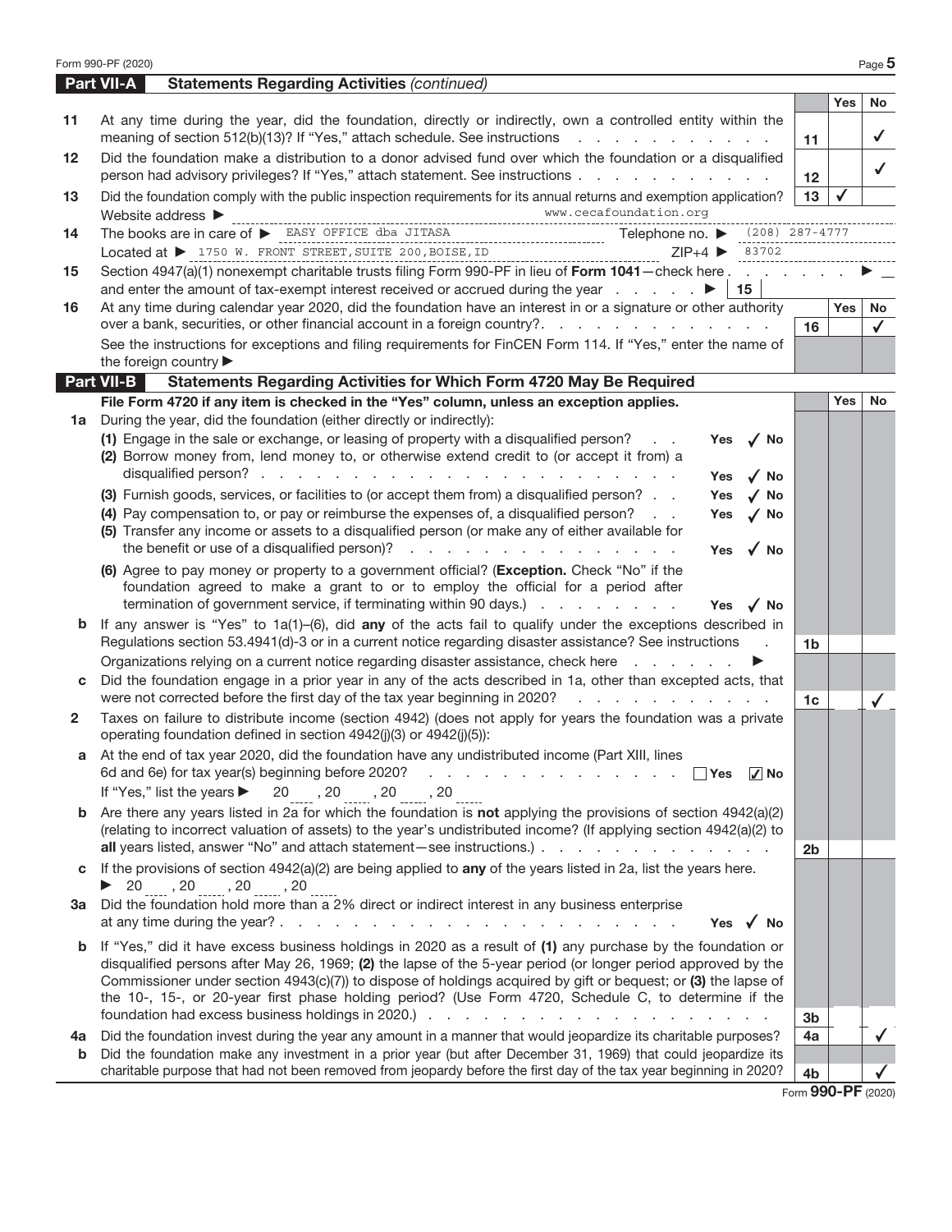## Part VII-A Statements Regarding Activities *(continued)*

| | | | Yes | No |
|---|---|---|---|---|
| 11 | At any time during the year, did the foundation, directly or indirectly, own a controlled entity within the meaning of section 512(b)(13)? If "Yes," attach schedule. See instructions | 11 | | ✓ |
| 12 | Did the foundation make a distribution to a donor advised fund over which the foundation or a disqualified person had advisory privileges? If "Yes," attach statement. See instructions | 12 | | ✓ |
| 13 | Did the foundation comply with the public inspection requirements for its annual returns and exemption application? | 13 | ✓ | |
| | Website address ▶ www.cecafoundation.org | | | |
| 14 | The books are in care of ▶ EASY OFFICE dba JITASA Telephone no. ▶ (208) 287-4777 | | | |
| | Located at ▶ 1750 W. FRONT STREET, SUITE 200, BOISE, ID ZIP+4 ▶ 83702 | | | |
| 15 | Section 4947(a)(1) nonexempt charitable trusts filing Form 990-PF in lieu of **Form 1041**—check here ▶ and enter the amount of tax-exempt interest received or accrued during the year ▶ 15 | | | |
| 16 | At any time during calendar year 2020, did the foundation have an interest in or a signature or other authority over a bank, securities, or other financial account in a foreign country? | 16 | | ✓ |
| | See the instructions for exceptions and filing requirements for FinCEN Form 114. If "Yes," enter the name of the foreign country ▶ | | | |

## Part VII-B Statements Regarding Activities for Which Form 4720 May Be Required

**File Form 4720 if any item is checked in the "Yes" column, unless an exception applies.**

| | | | Yes | No |
|---|---|---|---|---|
| 1a | During the year, did the foundation (either directly or indirectly): | | | |
| | (1) Engage in the sale or exchange, or leasing of property with a disqualified person? Yes ✓ No | | | |
| | (2) Borrow money from, lend money to, or otherwise extend credit to (or accept it from) a disqualified person? Yes ✓ No | | | |
| | (3) Furnish goods, services, or facilities to (or accept them from) a disqualified person? Yes ✓ No | | | |
| | (4) Pay compensation to, or pay or reimburse the expenses of, a disqualified person? Yes ✓ No | | | |
| | (5) Transfer any income or assets to a disqualified person (or make any of either available for the benefit or use of a disqualified person)? Yes ✓ No | | | |
| | (6) Agree to pay money or property to a government official? (**Exception.** Check "No" if the foundation agreed to make a grant to or to employ the official for a period after termination of government service, if terminating within 90 days.) Yes ✓ No | | | |
| b | If any answer is "Yes" to 1a(1)–(6), did **any** of the acts fail to qualify under the exceptions described in Regulations section 53.4941(d)-3 or in a current notice regarding disaster assistance? See instructions | 1b | | |
| | Organizations relying on a current notice regarding disaster assistance, check here ▶ | | | |
| c | Did the foundation engage in a prior year in any of the acts described in 1a, other than excepted acts, that were not corrected before the first day of the tax year beginning in 2020? | 1c | | ✓ |
| 2 | Taxes on failure to distribute income (section 4942) (does not apply for years the foundation was a private operating foundation defined in section 4942(j)(3) or 4942(j)(5)): | | | |
| a | At the end of tax year 2020, did the foundation have any undistributed income (Part XIII, lines 6d and 6e) for tax year(s) beginning before 2020? ☐ Yes ☑ No | | | |
| | If "Yes," list the years ▶ 20 , 20 , 20 , 20 | | | |
| b | Are there any years listed in 2a for which the foundation is **not** applying the provisions of section 4942(a)(2) (relating to incorrect valuation of assets) to the year's undistributed income? (If applying section 4942(a)(2) to **all** years listed, answer "No" and attach statement—see instructions.) | 2b | | |
| c | If the provisions of section 4942(a)(2) are being applied to **any** of the years listed in 2a, list the years here. ▶ 20 , 20 , 20 , 20 | | | |
| 3a | Did the foundation hold more than a 2% direct or indirect interest in any business enterprise at any time during the year? Yes ✓ No | | | |
| b | If "Yes," did it have excess business holdings in 2020 as a result of **(1)** any purchase by the foundation or disqualified persons after May 26, 1969; **(2)** the lapse of the 5-year period (or longer period approved by the Commissioner under section 4943(c)(7)) to dispose of holdings acquired by gift or bequest; or **(3)** the lapse of the 10-, 15-, or 20-year first phase holding period? (Use Form 4720, Schedule C, to determine if the foundation had excess business holdings in 2020.) | 3b | | |
| 4a | Did the foundation invest during the year any amount in a manner that would jeopardize its charitable purposes? | 4a | | ✓ |
| b | Did the foundation make any investment in a prior year (but after December 31, 1969) that could jeopardize its charitable purpose that had not been removed from jeopardy before the first day of the tax year beginning in 2020? | 4b | | ✓ |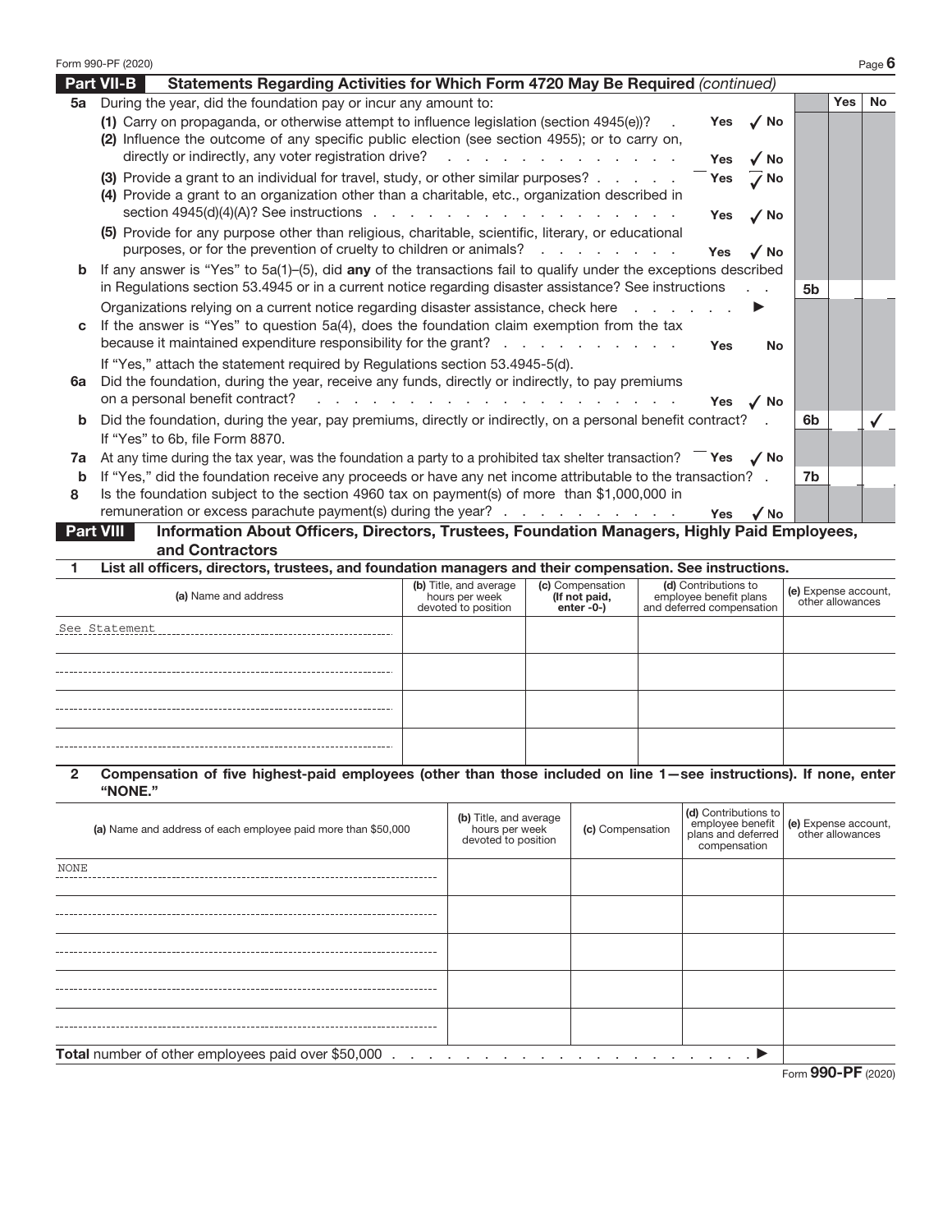Form 990-PF (2020)

## Part VII-B Statements Regarding Activities for Which Form 4720 May Be Required *(continued)*

| | | | Yes | No |
|---|---|---|---|---|
| **5a** | During the year, did the foundation pay or incur any amount to: | | | |
| | (1) Carry on propaganda, or otherwise attempt to influence legislation (section 4945(e))? . . . Yes ✓ No | | | |
| | (2) Influence the outcome of any specific public election (see section 4955); or to carry on, directly or indirectly, any voter registration drive? . . . Yes ✓ No | | | |
| | (3) Provide a grant to an individual for travel, study, or other similar purposes? . . . Yes ✓ No | | | |
| | (4) Provide a grant to an organization other than a charitable, etc., organization described in section 4945(d)(4)(A)? See instructions . . . Yes ✓ No | | | |
| | (5) Provide for any purpose other than religious, charitable, scientific, literary, or educational purposes, or for the prevention of cruelty to children or animals? . . . Yes ✓ No | | | |
| **b** | If any answer is "Yes" to 5a(1)–(5), did **any** of the transactions fail to qualify under the exceptions described in Regulations section 53.4945 or in a current notice regarding disaster assistance? See instructions . . | 5b | | |
| | Organizations relying on a current notice regarding disaster assistance, check here . . . ▶ | | | |
| **c** | If the answer is "Yes" to question 5a(4), does the foundation claim exemption from the tax because it maintained expenditure responsibility for the grant? . . . Yes No | | | |
| | If "Yes," attach the statement required by Regulations section 53.4945-5(d). | | | |
| **6a** | Did the foundation, during the year, receive any funds, directly or indirectly, to pay premiums on a personal benefit contract? . . . Yes ✓ No | | | |
| **b** | Did the foundation, during the year, pay premiums, directly or indirectly, on a personal benefit contract? . | 6b | | ✓ |
| | If "Yes" to 6b, file Form 8870. | | | |
| **7a** | At any time during the tax year, was the foundation a party to a prohibited tax shelter transaction? Yes ✓ No | | | |
| **b** | If "Yes," did the foundation receive any proceeds or have any net income attributable to the transaction? . | 7b | | |
| **8** | Is the foundation subject to the section 4960 tax on payment(s) of more than $1,000,000 in remuneration or excess parachute payment(s) during the year? . . . Yes ✓ No | | | |

## Part VIII Information About Officers, Directors, Trustees, Foundation Managers, Highly Paid Employees, and Contractors

**1 List all officers, directors, trustees, and foundation managers and their compensation. See instructions.**

| (a) Name and address | (b) Title, and average hours per week devoted to position | (c) Compensation (If not paid, enter -0-) | (d) Contributions to employee benefit plans and deferred compensation | (e) Expense account, other allowances |
|---|---|---|---|---|
| See Statement | | | | |
| | | | | |
| | | | | |
| | | | | |

**2 Compensation of five highest-paid employees (other than those included on line 1—see instructions). If none, enter "NONE."**

| (a) Name and address of each employee paid more than $50,000 | (b) Title, and average hours per week devoted to position | (c) Compensation | (d) Contributions to employee benefit plans and deferred compensation | (e) Expense account, other allowances |
|---|---|---|---|---|
| NONE | | | | |
| | | | | |
| | | | | |
| | | | | |
| | | | | |

**Total** number of other employees paid over $50,000 . . . ▶

Form **990-PF** (2020)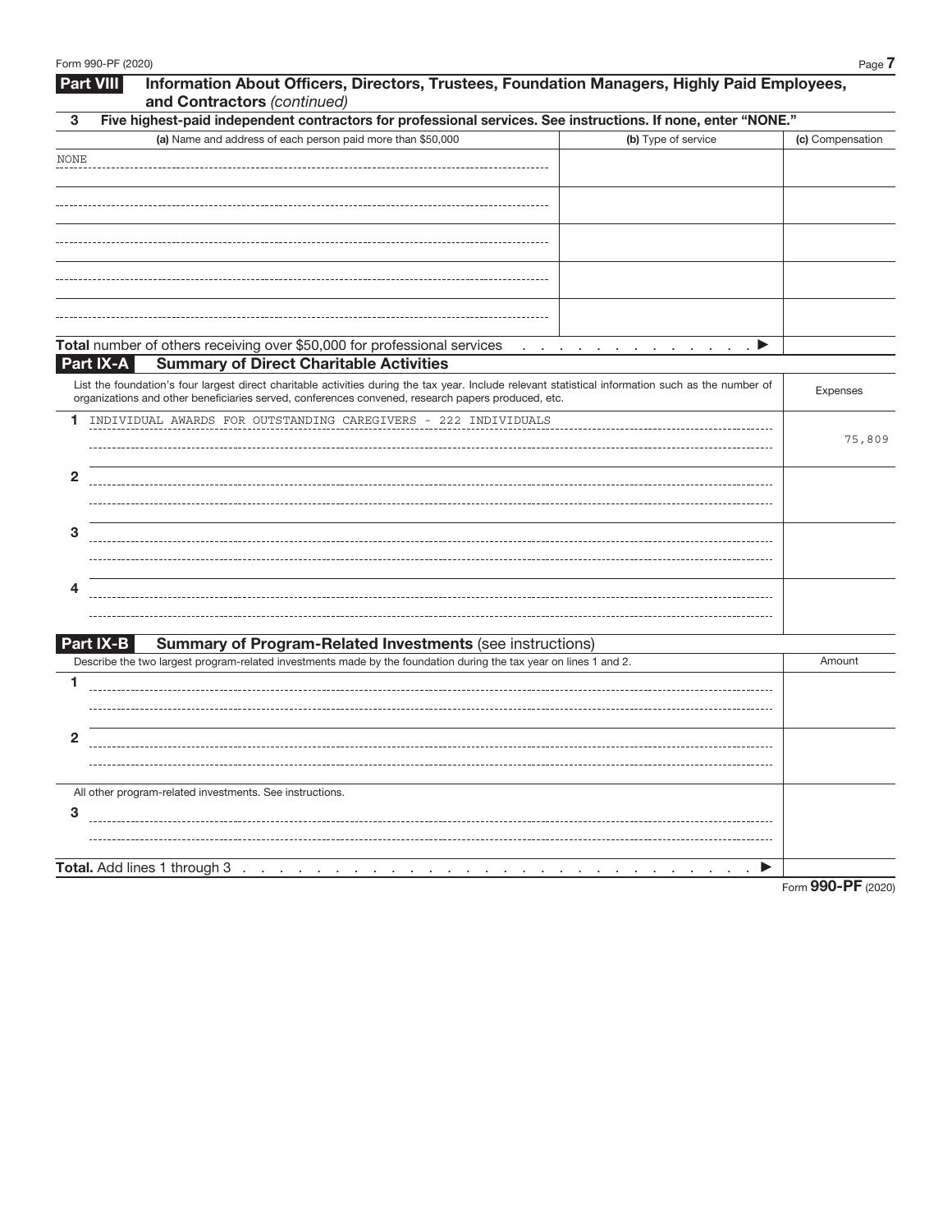## Part VIII Information About Officers, Directors, Trustees, Foundation Managers, Highly Paid Employees, and Contractors *(continued)*

**3 Five highest-paid independent contractors for professional services. See instructions. If none, enter "NONE."**

| (a) Name and address of each person paid more than $50,000 | (b) Type of service | (c) Compensation |
|---|---|---|
| NONE | | |
| | | |
| | | |
| | | |
| | | |

**Total** number of others receiving over $50,000 for professional services . . . . . . . . . . . . ▶

## Part IX-A Summary of Direct Charitable Activities

| List the foundation's four largest direct charitable activities during the tax year. Include relevant statistical information such as the number of organizations and other beneficiaries served, conferences convened, research papers produced, etc. | Expenses |
|---|---|
| 1 INDIVIDUAL AWARDS FOR OUTSTANDING CAREGIVERS - 222 INDIVIDUALS | 75,809 |
| 2 | |
| 3 | |
| 4 | |

## Part IX-B Summary of Program-Related Investments (see instructions)

| Describe the two largest program-related investments made by the foundation during the tax year on lines 1 and 2. | Amount |
|---|---|
| 1 | |
| 2 | |
| All other program-related investments. See instructions. | |
| 3 | |
| **Total.** Add lines 1 through 3 . . . . . . . . . . . . . . . . . . . . . . . . . . . . . ▶ | |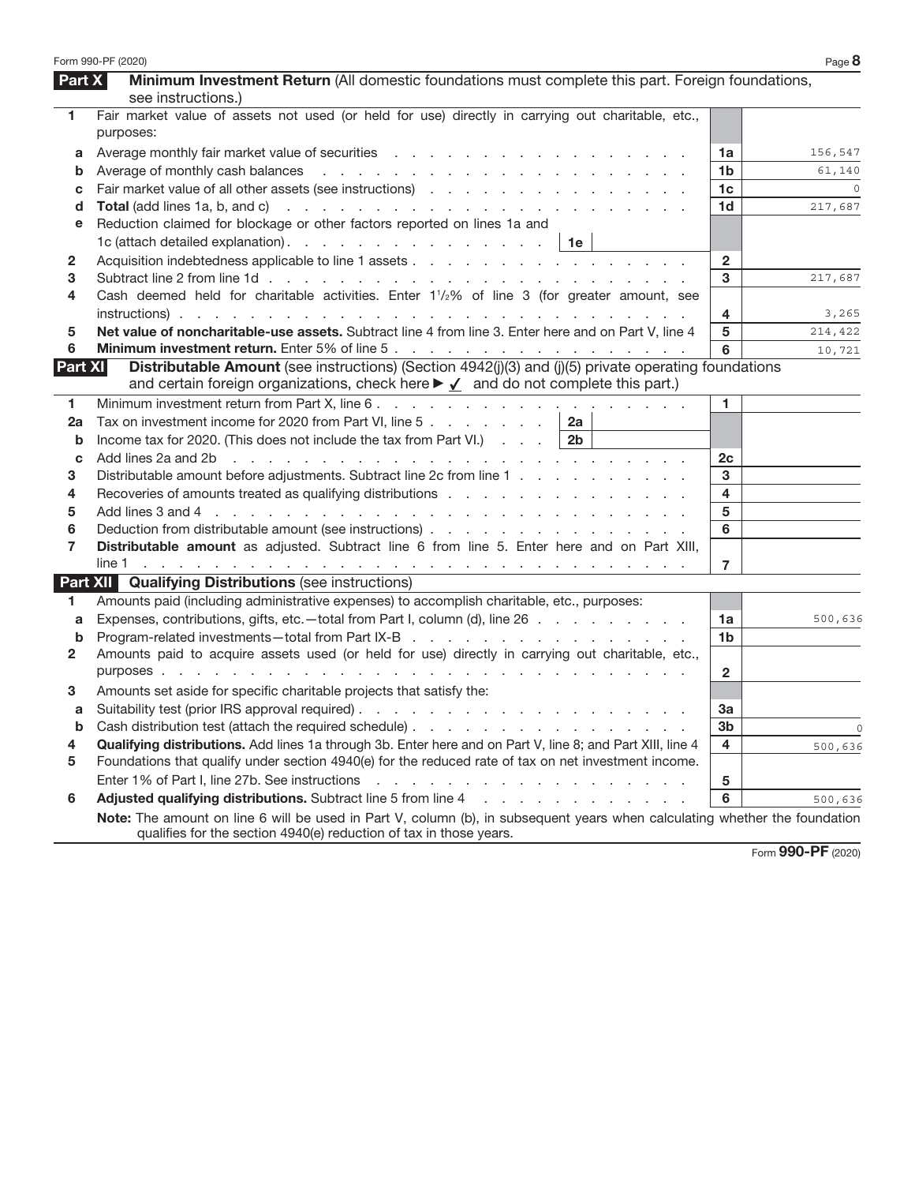## Part X Minimum Investment Return (All domestic foundations must complete this part. Foreign foundations, see instructions.)

| | | | |
|---|---|---|---|
| 1 | Fair market value of assets not used (or held for use) directly in carrying out charitable, etc., purposes: | | |
| a | Average monthly fair market value of securities | 1a | 156,547 |
| b | Average of monthly cash balances | 1b | 61,140 |
| c | Fair market value of all other assets (see instructions) | 1c | 0 |
| d | **Total** (add lines 1a, b, and c) | 1d | 217,687 |
| e | Reduction claimed for blockage or other factors reported on lines 1a and 1c (attach detailed explanation) . . . 1e | | |
| 2 | Acquisition indebtedness applicable to line 1 assets | 2 | |
| 3 | Subtract line 2 from line 1d | 3 | 217,687 |
| 4 | Cash deemed held for charitable activities. Enter 1½% of line 3 (for greater amount, see instructions) | 4 | 3,265 |
| 5 | **Net value of noncharitable-use assets.** Subtract line 4 from line 3. Enter here and on Part V, line 4 | 5 | 214,422 |
| 6 | **Minimum investment return.** Enter 5% of line 5 | 6 | 10,721 |

## Part XI Distributable Amount (see instructions) (Section 4942(j)(3) and (j)(5) private operating foundations and certain foreign organizations, check here ▶ ✓ and do not complete this part.)

| | | | |
|---|---|---|---|
| 1 | Minimum investment return from Part X, line 6 | 1 | |
| 2a | Tax on investment income for 2020 from Part VI, line 5 . . . 2a | | |
| b | Income tax for 2020. (This does not include the tax from Part VI.) . . . 2b | | |
| c | Add lines 2a and 2b | 2c | |
| 3 | Distributable amount before adjustments. Subtract line 2c from line 1 | 3 | |
| 4 | Recoveries of amounts treated as qualifying distributions | 4 | |
| 5 | Add lines 3 and 4 | 5 | |
| 6 | Deduction from distributable amount (see instructions) | 6 | |
| 7 | **Distributable amount** as adjusted. Subtract line 6 from line 5. Enter here and on Part XIII, line 1 | 7 | |

## Part XII Qualifying Distributions (see instructions)

| | | | |
|---|---|---|---|
| 1 | Amounts paid (including administrative expenses) to accomplish charitable, etc., purposes: | | |
| a | Expenses, contributions, gifts, etc.—total from Part I, column (d), line 26 | 1a | 500,636 |
| b | Program-related investments—total from Part IX-B | 1b | |
| 2 | Amounts paid to acquire assets used (or held for use) directly in carrying out charitable, etc., purposes | 2 | |
| 3 | Amounts set aside for specific charitable projects that satisfy the: | | |
| a | Suitability test (prior IRS approval required) | 3a | |
| b | Cash distribution test (attach the required schedule) | 3b | 0 |
| 4 | **Qualifying distributions.** Add lines 1a through 3b. Enter here and on Part V, line 8; and Part XIII, line 4 | 4 | 500,636 |
| 5 | Foundations that qualify under section 4940(e) for the reduced rate of tax on net investment income. Enter 1% of Part I, line 27b. See instructions | 5 | |
| 6 | **Adjusted qualifying distributions.** Subtract line 5 from line 4 | 6 | 500,636 |

**Note:** The amount on line 6 will be used in Part V, column (b), in subsequent years when calculating whether the foundation qualifies for the section 4940(e) reduction of tax in those years.

Form **990-PF** (2020)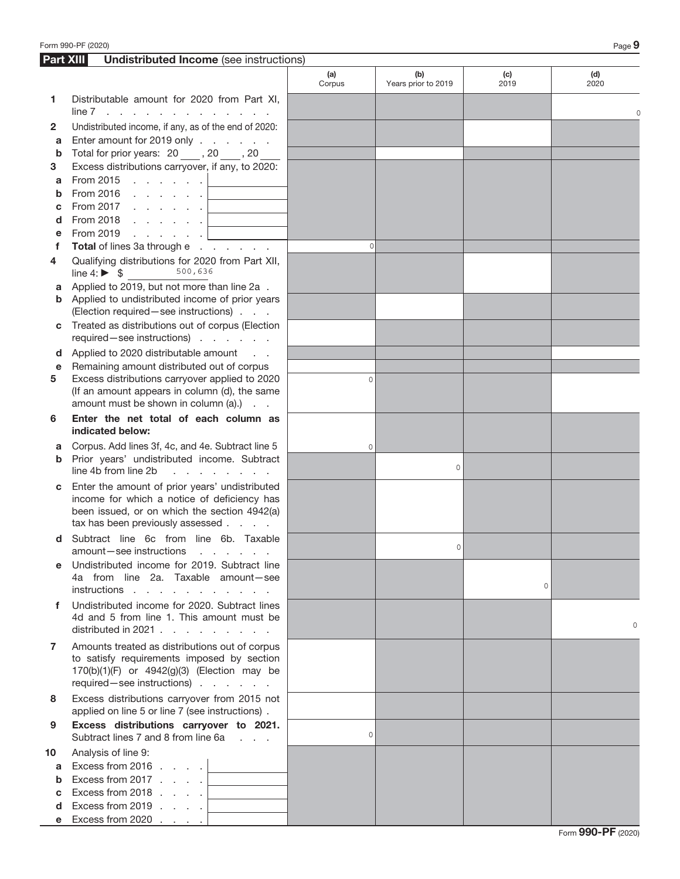## Part XIII Undistributed Income (see instructions)

| | | (a) Corpus | (b) Years prior to 2019 | (c) 2019 | (d) 2020 |
|---|---|---|---|---|---|
| **1** | Distributable amount for 2020 from Part XI, line 7 | | | | 0 |
| **2** | Undistributed income, if any, as of the end of 2020: | | | | |
| **a** | Enter amount for 2019 only | | | | |
| **b** | Total for prior years: 20\_\_\_, 20\_\_\_, 20\_\_\_ | | | | |
| **3** | Excess distributions carryover, if any, to 2020: | | | | |
| **a** | From 2015 | | | | |
| **b** | From 2016 | | | | |
| **c** | From 2017 | | | | |
| **d** | From 2018 | | | | |
| **e** | From 2019 | | | | |
| **f** | **Total** of lines 3a through e | 0 | | | |
| **4** | Qualifying distributions for 2020 from Part XII, line 4: ► $ 500,636 | | | | |
| **a** | Applied to 2019, but not more than line 2a | | | | |
| **b** | Applied to undistributed income of prior years (Election required—see instructions) | | | | |
| **c** | Treated as distributions out of corpus (Election required—see instructions) | | | | |
| **d** | Applied to 2020 distributable amount | | | | |
| **e** | Remaining amount distributed out of corpus | | | | |
| **5** | Excess distributions carryover applied to 2020 (If an amount appears in column (d), the same amount must be shown in column (a).) | 0 | | | |
| **6** | **Enter the net total of each column as indicated below:** | | | | |
| **a** | Corpus. Add lines 3f, 4c, and 4e. Subtract line 5 | 0 | | | |
| **b** | Prior years' undistributed income. Subtract line 4b from line 2b | | 0 | | |
| **c** | Enter the amount of prior years' undistributed income for which a notice of deficiency has been issued, or on which the section 4942(a) tax has been previously assessed | | | | |
| **d** | Subtract line 6c from line 6b. Taxable amount—see instructions | | 0 | | |
| **e** | Undistributed income for 2019. Subtract line 4a from line 2a. Taxable amount—see instructions | | | 0 | |
| **f** | Undistributed income for 2020. Subtract lines 4d and 5 from line 1. This amount must be distributed in 2021 | | | | 0 |
| **7** | Amounts treated as distributions out of corpus to satisfy requirements imposed by section 170(b)(1)(F) or 4942(g)(3) (Election may be required—see instructions) | | | | |
| **8** | Excess distributions carryover from 2015 not applied on line 5 or line 7 (see instructions) | | | | |
| **9** | **Excess distributions carryover to 2021.** Subtract lines 7 and 8 from line 6a | 0 | | | |
| **10** | Analysis of line 9: | | | | |
| **a** | Excess from 2016 | | | | |
| **b** | Excess from 2017 | | | | |
| **c** | Excess from 2018 | | | | |
| **d** | Excess from 2019 | | | | |
| **e** | Excess from 2020 | | | | |

Form **990-PF** (2020)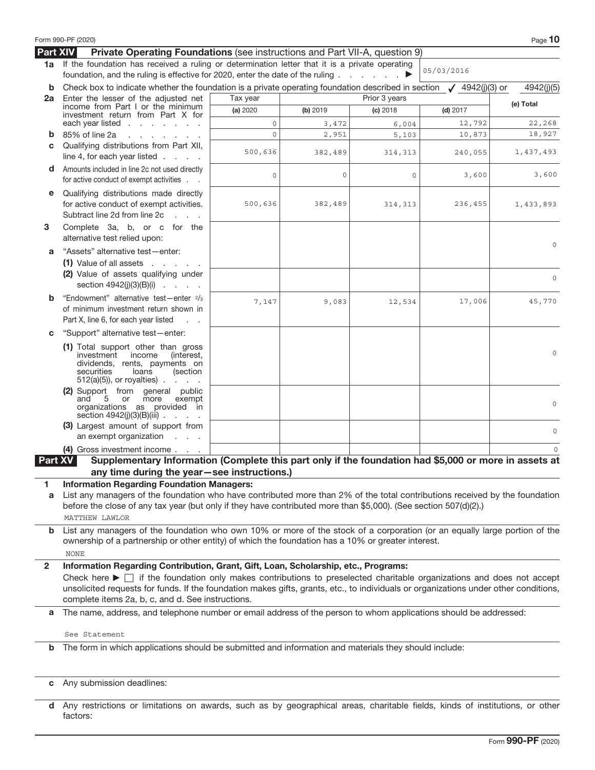Form 990-PF (2020)

## Part XIV Private Operating Foundations (see instructions and Part VII-A, question 9)

**1a** If the foundation has received a ruling or determination letter that it is a private operating foundation, and the ruling is effective for 2020, enter the date of the ruling . . . . . . . ▶ 05/03/2016

**b** Check box to indicate whether the foundation is a private operating foundation described in section ✓ 4942(j)(3) or 4942(j)(5)

| | | Tax year | Prior 3 years | | | (e) Total |
|---|---|---|---|---|---|---|
| | | (a) 2020 | (b) 2019 | (c) 2018 | (d) 2017 | |
| **2a** | Enter the lesser of the adjusted net income from Part I or the minimum investment return from Part X for each year listed | 0 | 3,472 | 6,004 | 12,792 | 22,268 |
| **b** | 85% of line 2a | 0 | 2,951 | 5,103 | 10,873 | 18,927 |
| **c** | Qualifying distributions from Part XII, line 4, for each year listed | 500,636 | 382,489 | 314,313 | 240,055 | 1,437,493 |
| **d** | Amounts included in line 2c not used directly for active conduct of exempt activities | 0 | 0 | 0 | 3,600 | 3,600 |
| **e** | Qualifying distributions made directly for active conduct of exempt activities. Subtract line 2d from line 2c | 500,636 | 382,489 | 314,313 | 236,455 | 1,433,893 |
| **3** | Complete 3a, b, or c for the alternative test relied upon: | | | | | |
| **a** | "Assets" alternative test—enter: (1) Value of all assets | | | | | 0 |
| | (2) Value of assets qualifying under section 4942(j)(3)(B)(i) | | | | | 0 |
| **b** | "Endowment" alternative test—enter 2/3 of minimum investment return shown in Part X, line 6, for each year listed | 7,147 | 9,083 | 12,534 | 17,006 | 45,770 |
| **c** | "Support" alternative test—enter: | | | | | |
| | (1) Total support other than gross investment income (interest, dividends, rents, payments on securities loans (section 512(a)(5)), or royalties) | | | | | 0 |
| | (2) Support from general public and 5 or more exempt organizations as provided in section 4942(j)(3)(B)(iii) | | | | | 0 |
| | (3) Largest amount of support from an exempt organization | | | | | 0 |
| | (4) Gross investment income | | | | | 0 |

## Part XV Supplementary Information (Complete this part only if the foundation had $5,000 or more in assets at any time during the year—see instructions.)

**1 Information Regarding Foundation Managers:**

**a** List any managers of the foundation who have contributed more than 2% of the total contributions received by the foundation before the close of any tax year (but only if they have contributed more than $5,000). (See section 507(d)(2).)

MATTHEW LAWLOR

**b** List any managers of the foundation who own 10% or more of the stock of a corporation (or an equally large portion of the ownership of a partnership or other entity) of which the foundation has a 10% or greater interest.

NONE

**2 Information Regarding Contribution, Grant, Gift, Loan, Scholarship, etc., Programs:**

Check here ▶ ☐ if the foundation only makes contributions to preselected charitable organizations and does not accept unsolicited requests for funds. If the foundation makes gifts, grants, etc., to individuals or organizations under other conditions, complete items 2a, b, c, and d. See instructions.

**a** The name, address, and telephone number or email address of the person to whom applications should be addressed:

See Statement

**b** The form in which applications should be submitted and information and materials they should include:

**c** Any submission deadlines:

**d** Any restrictions or limitations on awards, such as by geographical areas, charitable fields, kinds of institutions, or other factors:

Form **990-PF** (2020)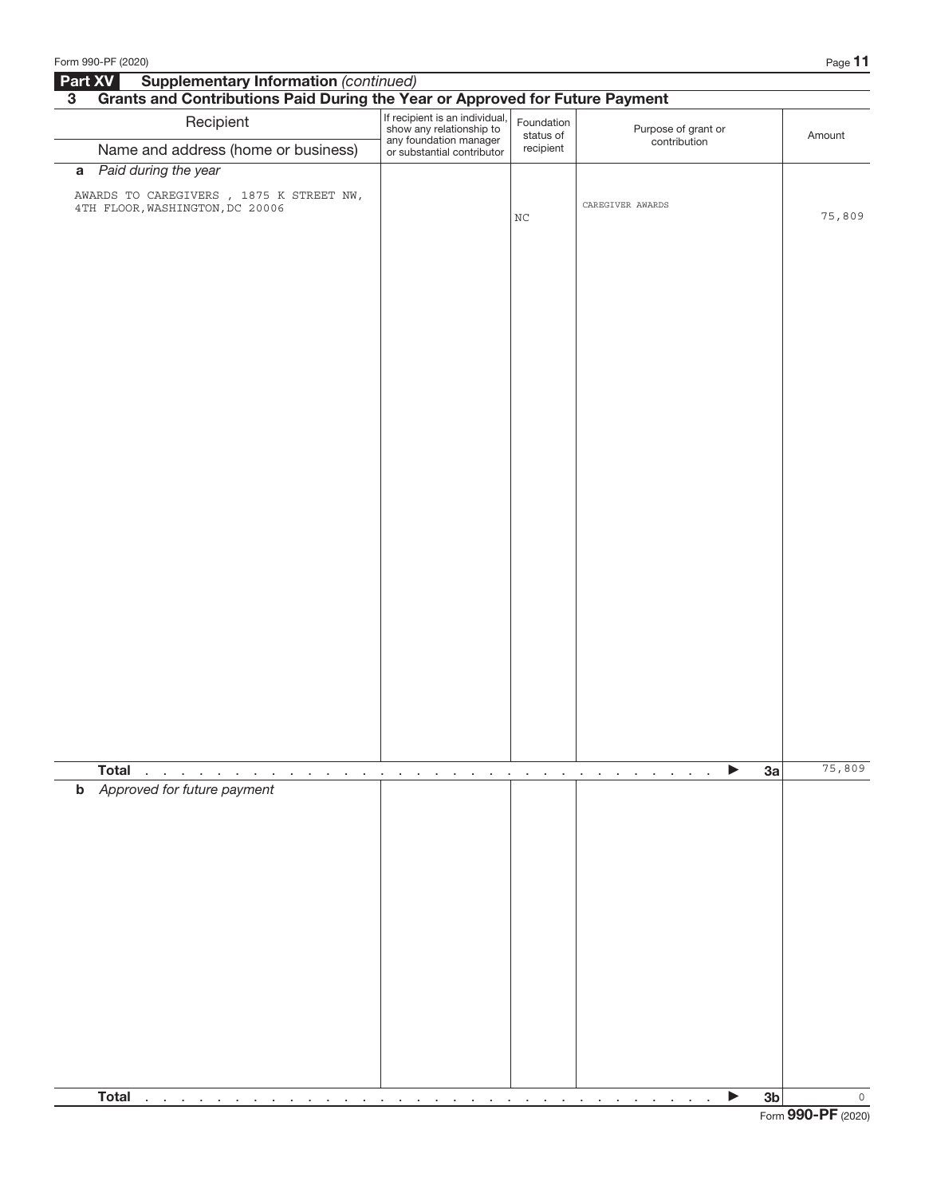**Part XV Supplementary Information** *(continued)*

**3 Grants and Contributions Paid During the Year or Approved for Future Payment**

| Recipient<br>Name and address (home or business) | If recipient is an individual, show any relationship to any foundation manager or substantial contributor | Foundation status of recipient | Purpose of grant or contribution | Amount |
|---|---|---|---|---|
| **a** *Paid during the year* | | | | |
| AWARDS TO CAREGIVERS , 1875 K STREET NW, 4TH FLOOR,WASHINGTON,DC 20006 | | NC | CAREGIVER AWARDS | 75,809 |
| **Total** . . . . . . . . . . . . . . . . . . . . . . . . . . . . ▶ **3a** | | | | 75,809 |
| **b** *Approved for future payment* | | | | |
| **Total** . . . . . . . . . . . . . . . . . . . . . . . . . . . . ▶ **3b** | | | | 0 |

Form **990-PF** (2020)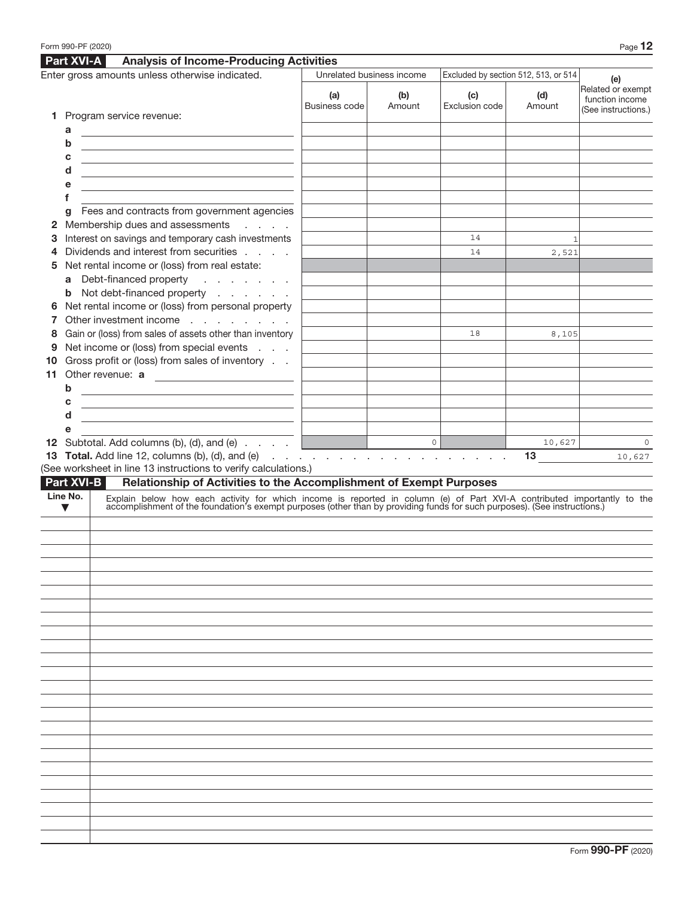## Part XVI-A Analysis of Income-Producing Activities

Enter gross amounts unless otherwise indicated.

| | Unrelated business income | | Excluded by section 512, 513, or 514 | | (e) |
|---|---|---|---|---|---|
| | (a) Business code | (b) Amount | (c) Exclusion code | (d) Amount | Related or exempt function income (See instructions.) |
| **1** Program service revenue: | | | | | |
| a | | | | | |
| b | | | | | |
| c | | | | | |
| d | | | | | |
| e | | | | | |
| f | | | | | |
| g Fees and contracts from government agencies | | | | | |
| **2** Membership dues and assessments | | | | | |
| **3** Interest on savings and temporary cash investments | | | 14 | 1 | |
| **4** Dividends and interest from securities | | | 14 | 2,521 | |
| **5** Net rental income or (loss) from real estate: | | | | | |
| a Debt-financed property | | | | | |
| b Not debt-financed property | | | | | |
| **6** Net rental income or (loss) from personal property | | | | | |
| **7** Other investment income | | | | | |
| **8** Gain or (loss) from sales of assets other than inventory | | | 18 | 8,105 | |
| **9** Net income or (loss) from special events | | | | | |
| **10** Gross profit or (loss) from sales of inventory | | | | | |
| **11** Other revenue: a | | | | | |
| b | | | | | |
| c | | | | | |
| d | | | | | |
| e | | | | | |
| **12** Subtotal. Add columns (b), (d), and (e) | | 0 | | 10,627 | 0 |

**13 Total.** Add line 12, columns (b), (d), and (e) . . . **13** 10,627

(See worksheet in line 13 instructions to verify calculations.)

## Part XVI-B Relationship of Activities to the Accomplishment of Exempt Purposes

| Line No. ▼ | Explain below how each activity for which income is reported in column (e) of Part XVI-A contributed importantly to the accomplishment of the foundation's exempt purposes (other than by providing funds for such purposes). (See instructions.) |
|---|---|
| | |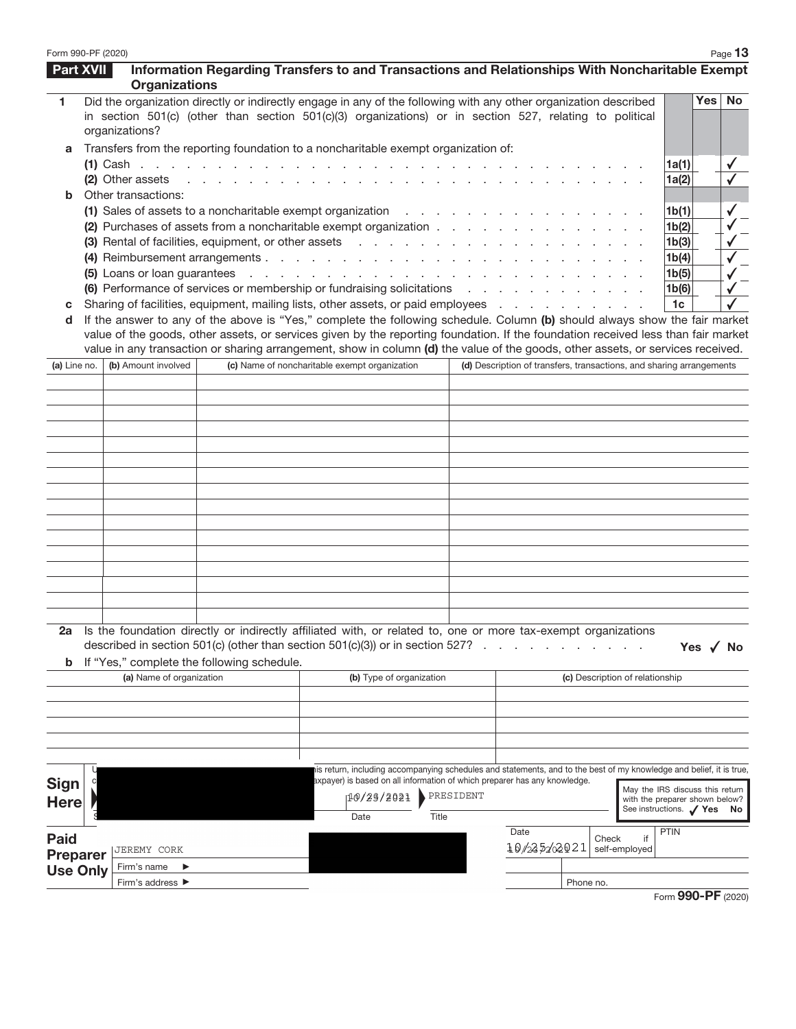## Part XVII Information Regarding Transfers to and Transactions and Relationships With Noncharitable Exempt Organizations

| | | | Yes | No |
|---|---|---|---|---|
| **1** | Did the organization directly or indirectly engage in any of the following with any other organization described in section 501(c) (other than section 501(c)(3) organizations) or in section 527, relating to political organizations? | | | |
| **a** | Transfers from the reporting foundation to a noncharitable exempt organization of: | | | |
| | **(1)** Cash | 1a(1) | | ✓ |
| | **(2)** Other assets | 1a(2) | | ✓ |
| **b** | Other transactions: | | | |
| | **(1)** Sales of assets to a noncharitable exempt organization | 1b(1) | | ✓ |
| | **(2)** Purchases of assets from a noncharitable exempt organization | 1b(2) | | ✓ |
| | **(3)** Rental of facilities, equipment, or other assets | 1b(3) | | ✓ |
| | **(4)** Reimbursement arrangements | 1b(4) | | ✓ |
| | **(5)** Loans or loan guarantees | 1b(5) | | ✓ |
| | **(6)** Performance of services or membership or fundraising solicitations | 1b(6) | | ✓ |
| **c** | Sharing of facilities, equipment, mailing lists, other assets, or paid employees | 1c | | ✓ |

**d** If the answer to any of the above is "Yes," complete the following schedule. Column **(b)** should always show the fair market value of the goods, other assets, or services given by the reporting foundation. If the foundation received less than fair market value in any transaction or sharing arrangement, show in column **(d)** the value of the goods, other assets, or services received.

| (a) Line no. | (b) Amount involved | (c) Name of noncharitable exempt organization | (d) Description of transfers, transactions, and sharing arrangements |
|---|---|---|---|
| | | | |

**2a** Is the foundation directly or indirectly affiliated with, or related to, one or more tax-exempt organizations described in section 501(c) (other than section 501(c)(3)) or in section 527? Yes ✓ No

**b** If "Yes," complete the following schedule.

| (a) Name of organization | (b) Type of organization | (c) Description of relationship |
|---|---|---|
| | | |

**Sign Here**

U... is return, including accompanying schedules and statements, and to the best of my knowledge and belief, it is true, c... axpayer) is based on all information of which preparer has any knowledge.

Date: 10/25/2021 Title: PRESIDENT

May the IRS discuss this return with the preparer shown below? See instructions. ✓ Yes No

**Paid Preparer Use Only**

| Print/Type preparer's name | Preparer's signature | Date | Check if self-employed | PTIN |
|---|---|---|---|---|
| JEREMY CORK | | 10/25/2021 | | |
| Firm's name ► | | Firm's EIN ► | | |
| Firm's address ► | | Phone no. | | |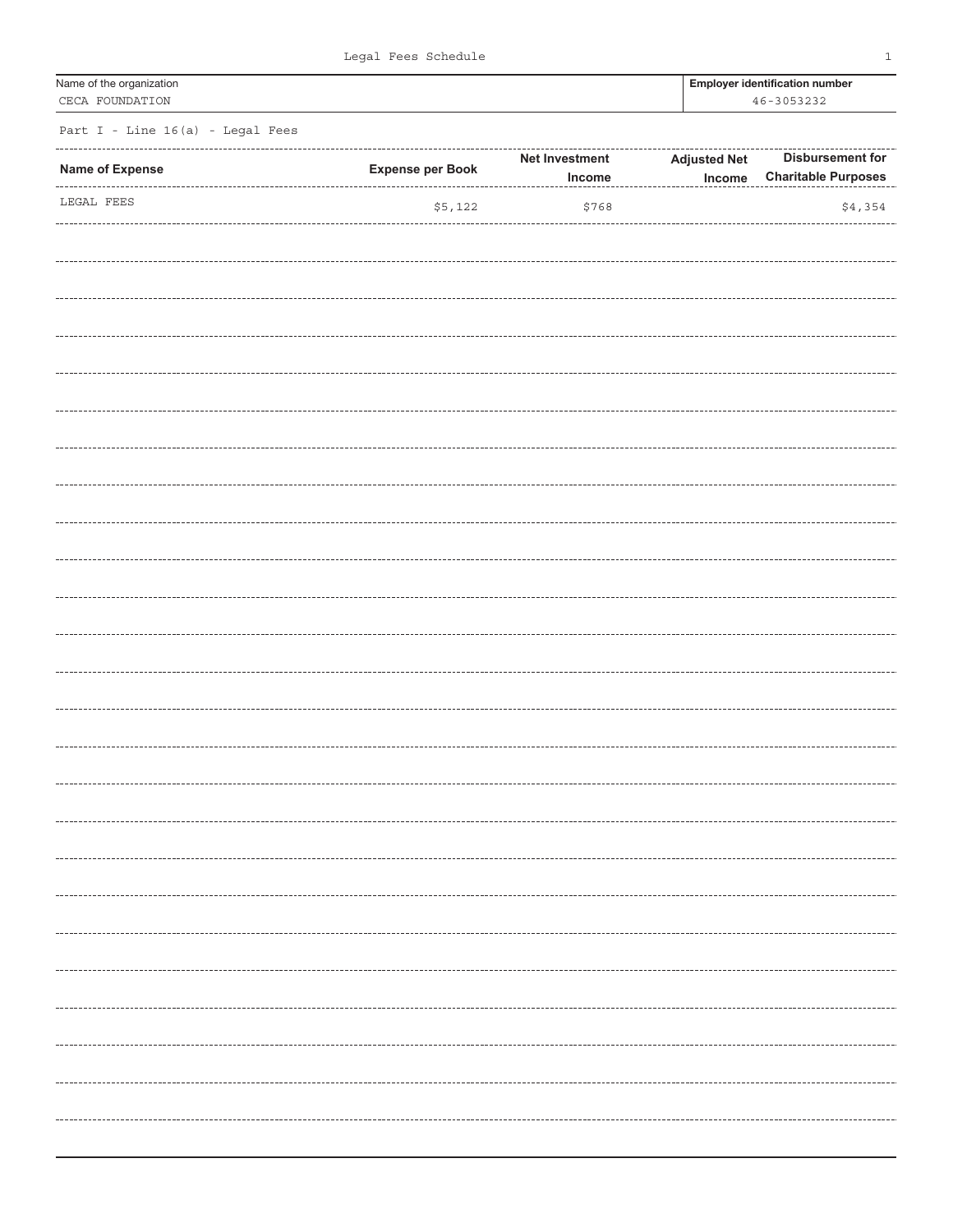Legal Fees Schedule

| Name of the organization | Employer identification number |
|---|---|
| CECA FOUNDATION | 46-3053232 |

Part I - Line 16(a) - Legal Fees

| Name of Expense | Expense per Book | Net Investment Income | Adjusted Net Income | Disbursement for Charitable Purposes |
|---|---|---|---|---|
| LEGAL FEES | $5,122 | $768 | | $4,354 |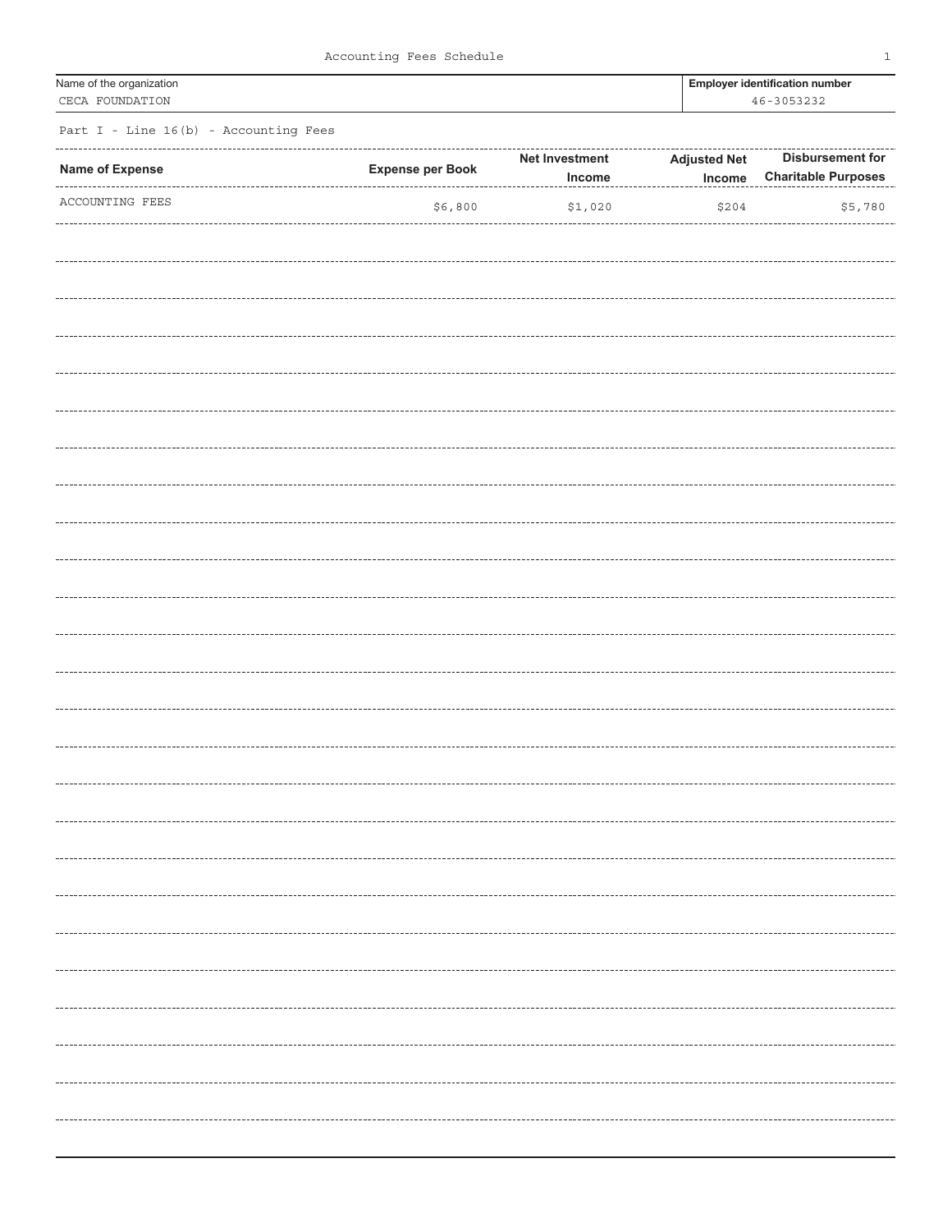Accounting Fees Schedule

| Name of the organization | Employer identification number |
| --- | --- |
| CECA FOUNDATION | 46-3053232 |

Part I - Line 16(b) - Accounting Fees

| Name of Expense | Expense per Book | Net Investment Income | Adjusted Net Income | Disbursement for Charitable Purposes |
| --- | --- | --- | --- | --- |
| ACCOUNTING FEES | $6,800 | $1,020 | $204 | $5,780 |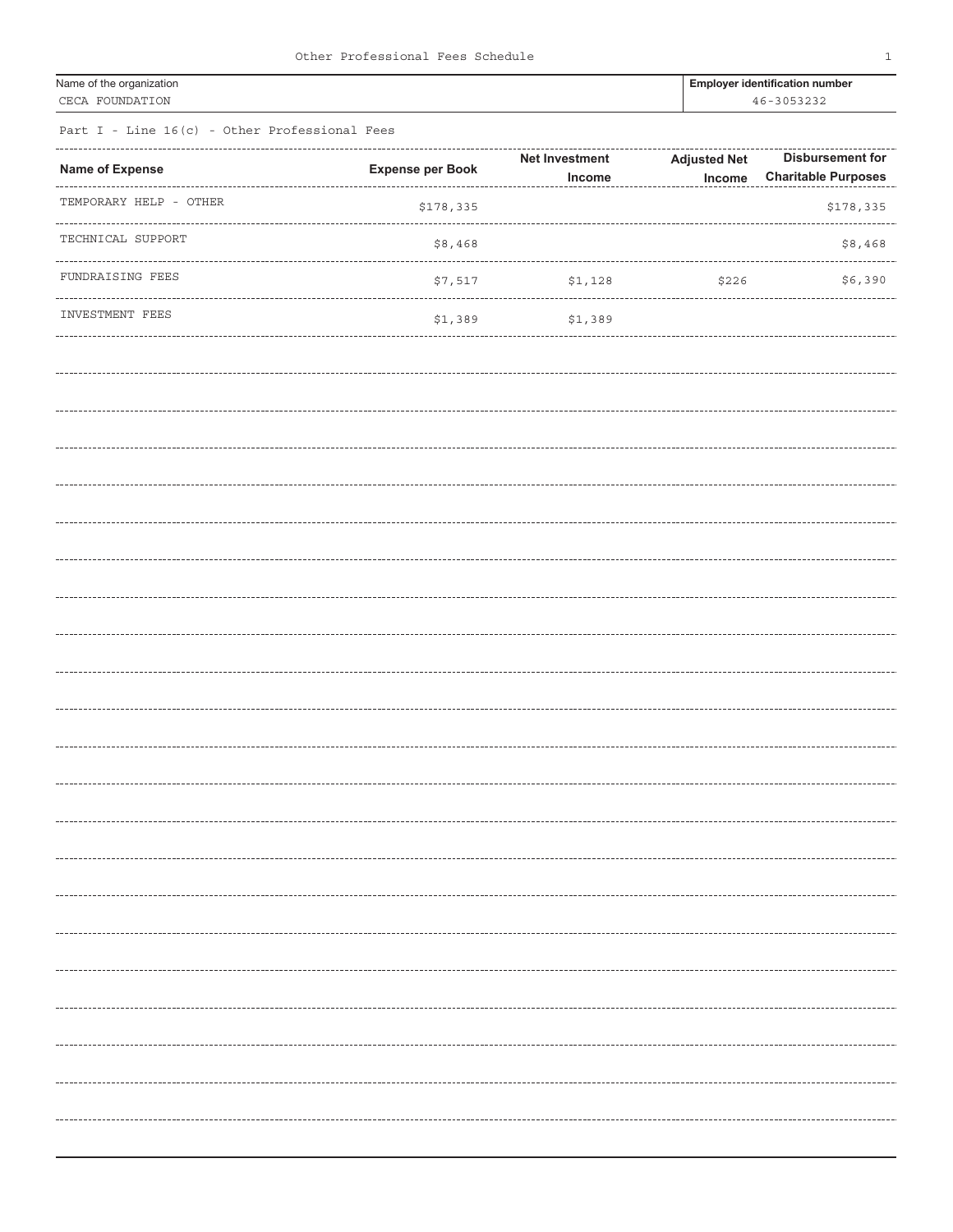# Other Professional Fees Schedule

| Name of the organization | Employer identification number |
|---|---|
| CECA FOUNDATION | 46-3053232 |

Part I - Line 16(c) - Other Professional Fees

| Name of Expense | Expense per Book | Net Investment Income | Adjusted Net Income | Disbursement for Charitable Purposes |
|---|---|---|---|---|
| TEMPORARY HELP - OTHER | $178,335 | | | $178,335 |
| TECHNICAL SUPPORT | $8,468 | | | $8,468 |
| FUNDRAISING FEES | $7,517 | $1,128 | $226 | $6,390 |
| INVESTMENT FEES | $1,389 | $1,389 | | |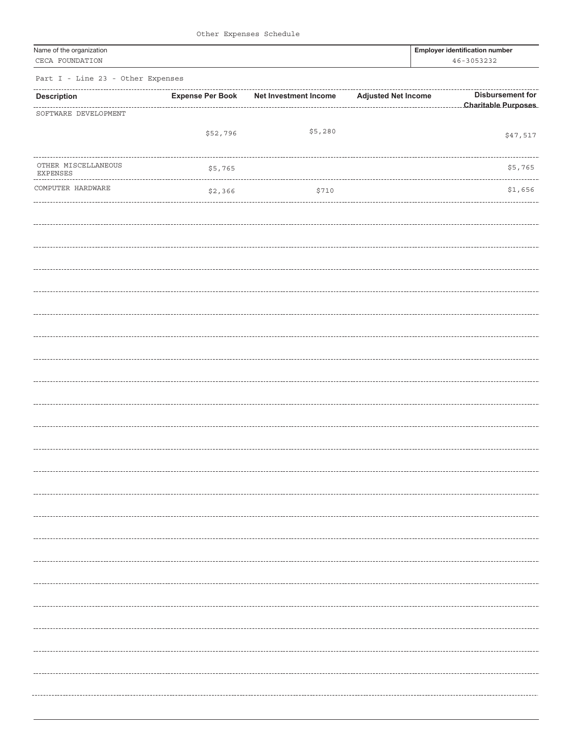Other Expenses Schedule

| Name of the organization | Employer identification number |
|---|---|
| CECA FOUNDATION | 46-3053232 |

Part I - Line 23 - Other Expenses

| Description | Expense Per Book | Net Investment Income | Adjusted Net Income | Disbursement for Charitable Purposes |
|---|---|---|---|---|
| SOFTWARE DEVELOPMENT | $52,796 | $5,280 | | $47,517 |
| OTHER MISCELLANEOUS EXPENSES | $5,765 | | | $5,765 |
| COMPUTER HARDWARE | $2,366 | $710 | | $1,656 |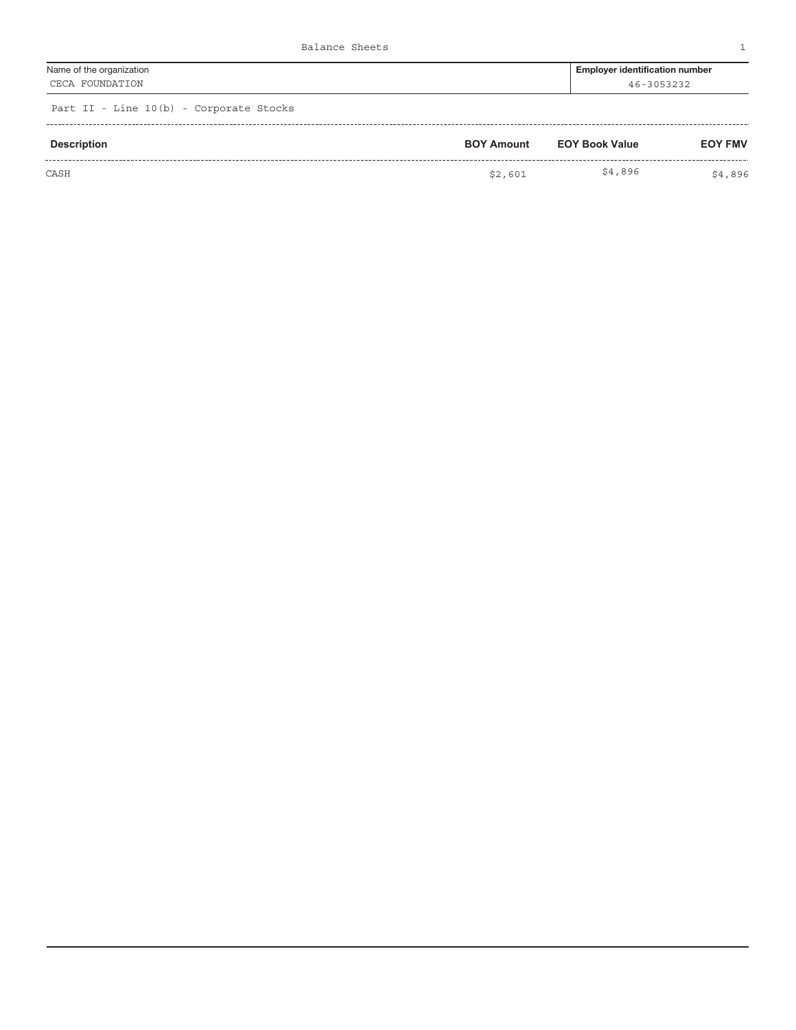Balance Sheets

| Name of the organization | Employer identification number |
| --- | --- |
| CECA FOUNDATION | 46-3053232 |

Part II - Line 10(b) - Corporate Stocks

| Description | BOY Amount | EOY Book Value | EOY FMV |
| --- | --- | --- | --- |
| CASH | $2,601 | $4,896 | $4,896 |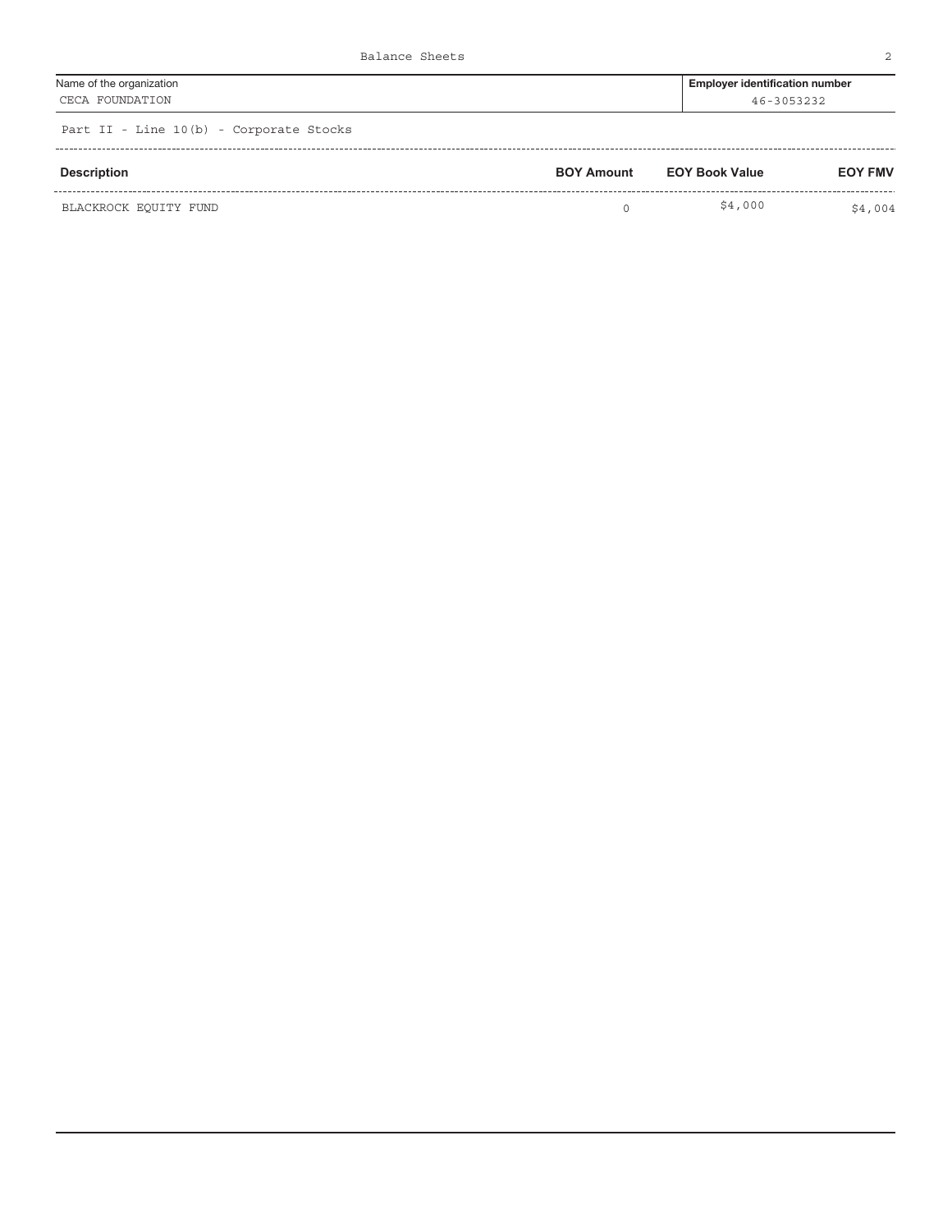Balance Sheets

| Name of the organization | Employer identification number |
|---|---|
| CECA FOUNDATION | 46-3053232 |

Part II - Line 10(b) - Corporate Stocks

| Description | BOY Amount | EOY Book Value | EOY FMV |
|---|---|---|---|
| BLACKROCK EQUITY FUND | 0 | $4,000 | $4,004 |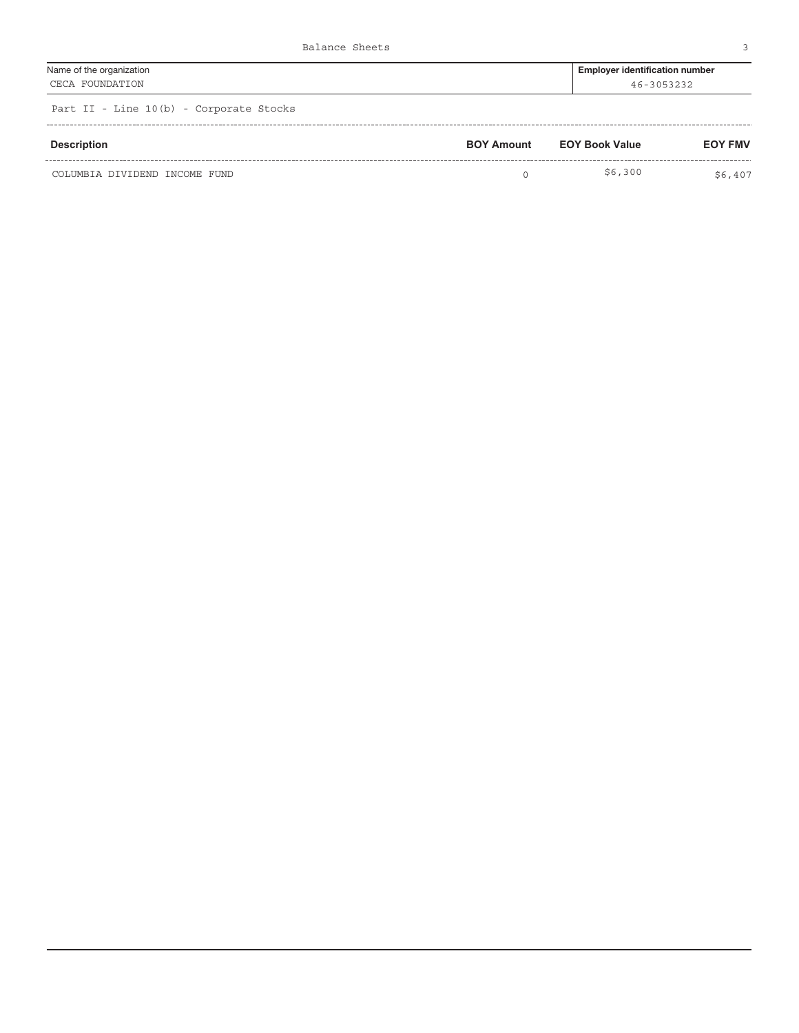Balance Sheets

| Name of the organization | Employer identification number |
| --- | --- |
| CECA FOUNDATION | 46-3053232 |

Part II - Line 10(b) - Corporate Stocks

| Description | BOY Amount | EOY Book Value | EOY FMV |
| --- | --- | --- | --- |
| COLUMBIA DIVIDEND INCOME FUND | 0 | $6,300 | $6,407 |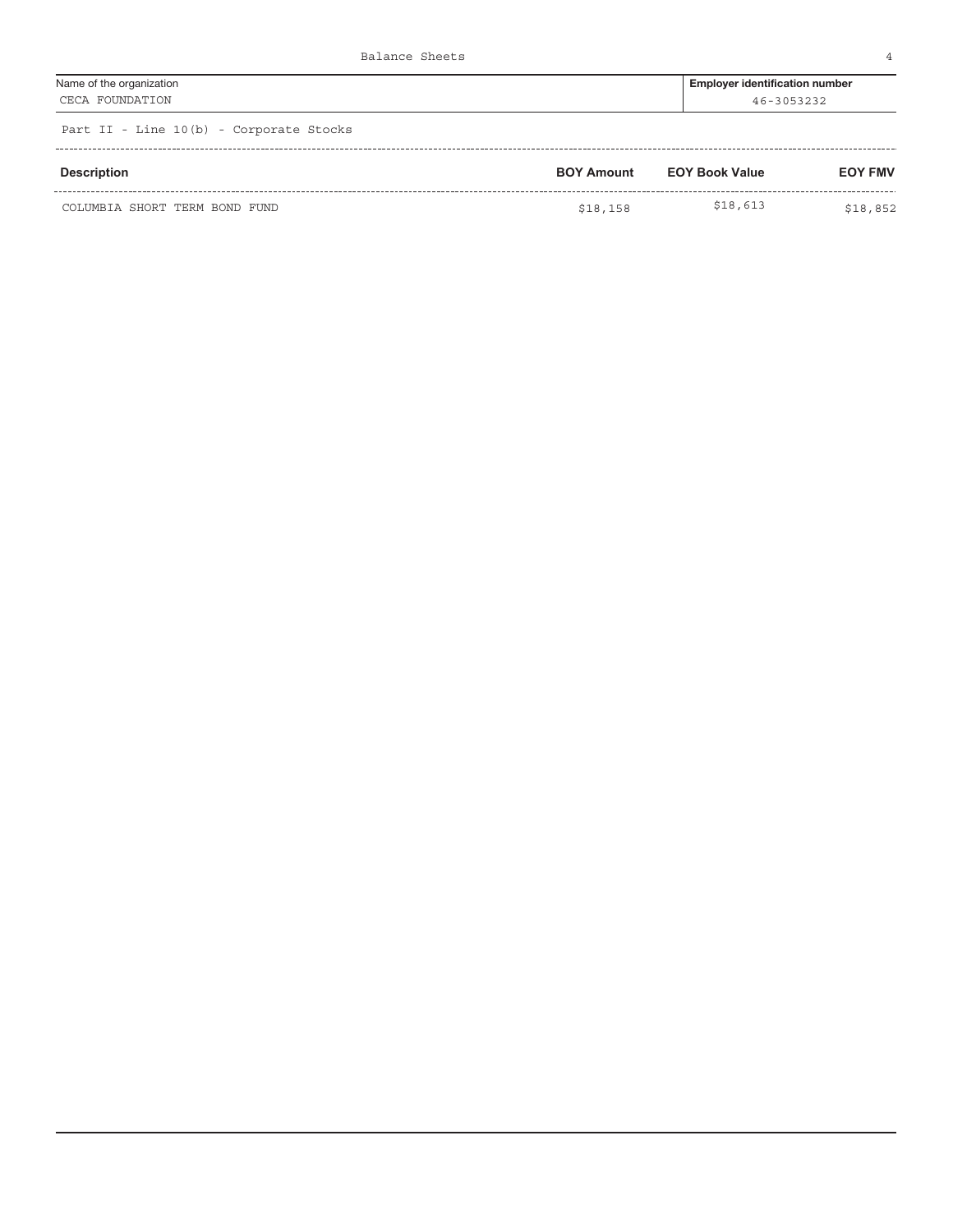# Balance Sheets

| Name of the organization | Employer identification number |
| --- | --- |
| CECA FOUNDATION | 46-3053232 |

## Part II - Line 10(b) - Corporate Stocks

| Description | BOY Amount | EOY Book Value | EOY FMV |
| --- | --- | --- | --- |
| COLUMBIA SHORT TERM BOND FUND | $18,158 | $18,613 | $18,852 |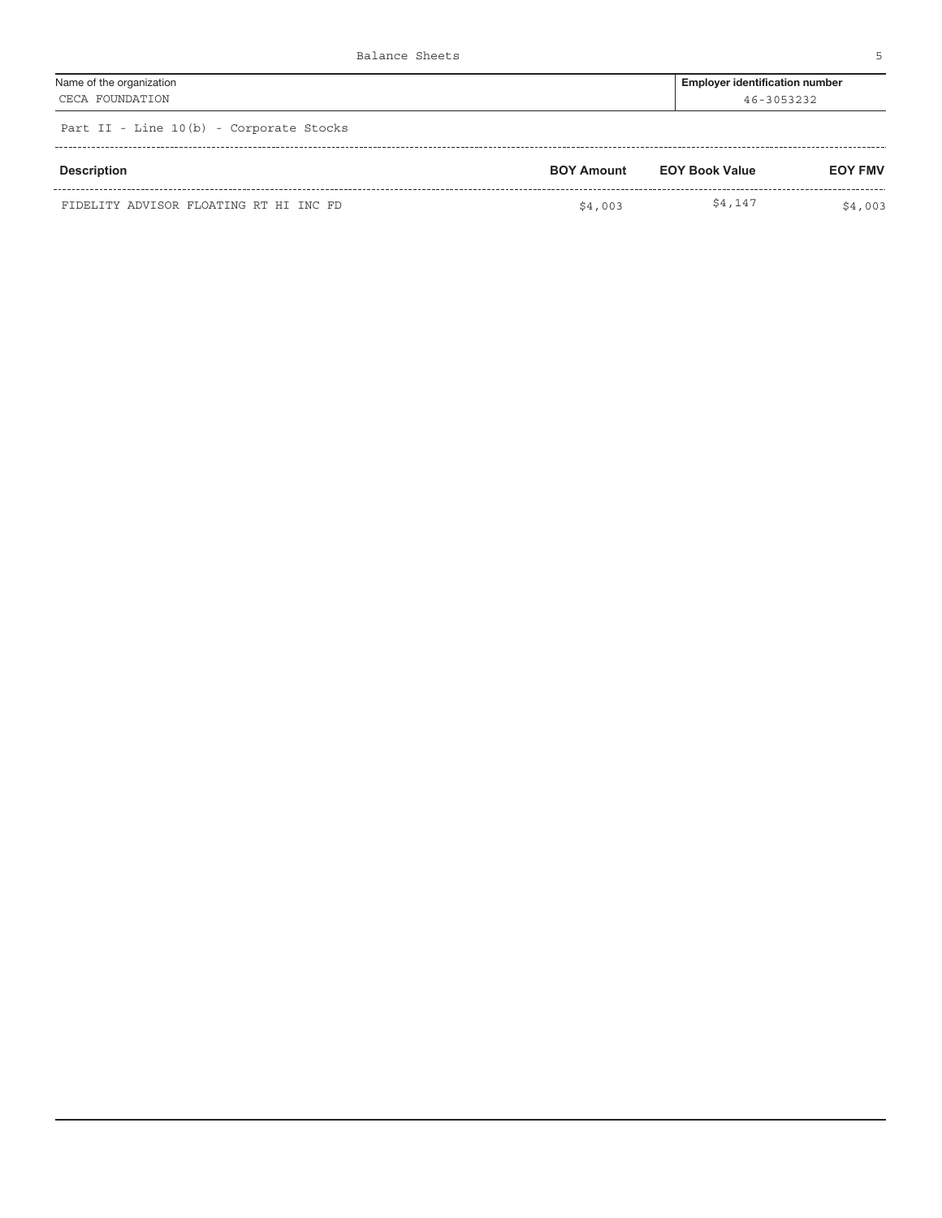# Balance Sheets

| Name of the organization | Employer identification number |
| --- | --- |
| CECA FOUNDATION | 46-3053232 |

## Part II - Line 10(b) - Corporate Stocks

| Description | BOY Amount | EOY Book Value | EOY FMV |
| --- | --- | --- | --- |
| FIDELITY ADVISOR FLOATING RT HI INC FD | $4,003 | $4,147 | $4,003 |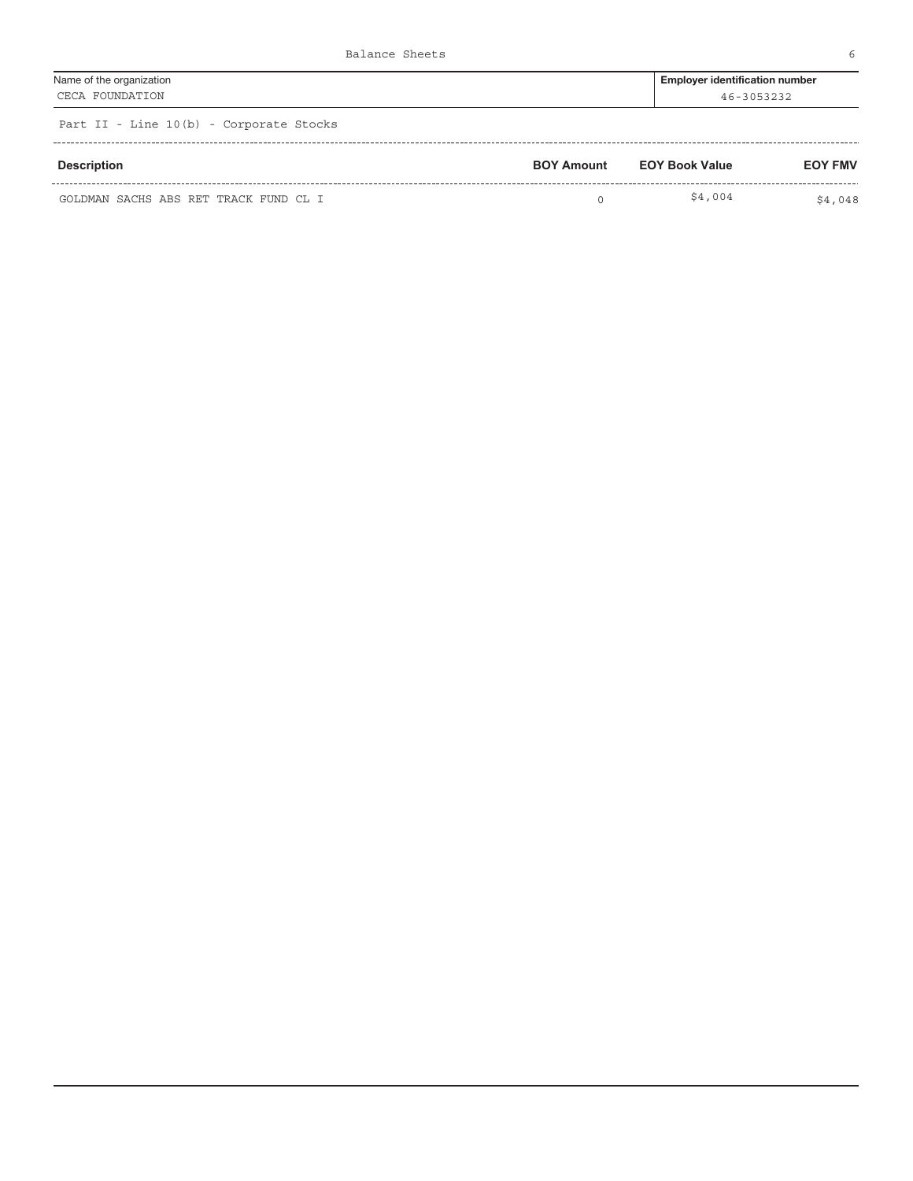# Balance Sheets

| Name of the organization | Employer identification number |
| --- | --- |
| CECA FOUNDATION | 46-3053232 |

## Part II - Line 10(b) - Corporate Stocks

| Description | BOY Amount | EOY Book Value | EOY FMV |
| --- | --- | --- | --- |
| GOLDMAN SACHS ABS RET TRACK FUND CL I | 0 | $4,004 | $4,048 |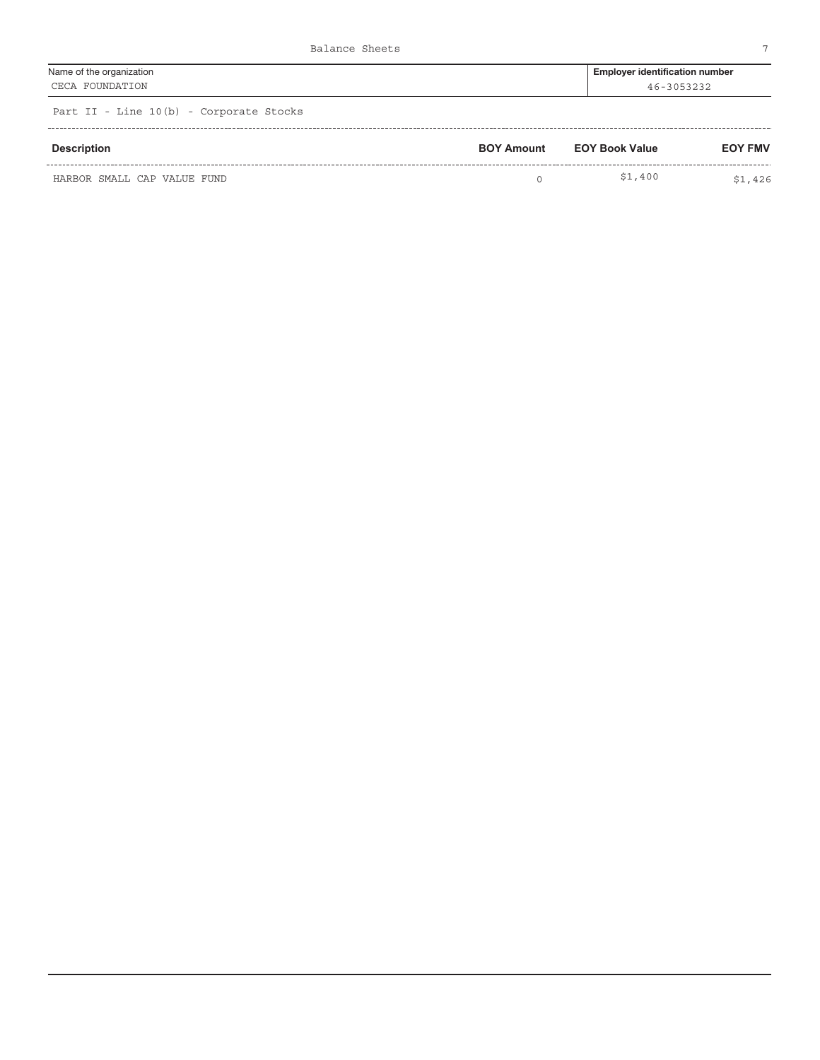Balance Sheets

| Name of the organization | Employer identification number |
|---|---|
| CECA FOUNDATION | 46-3053232 |

Part II - Line 10(b) - Corporate Stocks

| Description | BOY Amount | EOY Book Value | EOY FMV |
|---|---|---|---|
| HARBOR SMALL CAP VALUE FUND | 0 | $1,400 | $1,426 |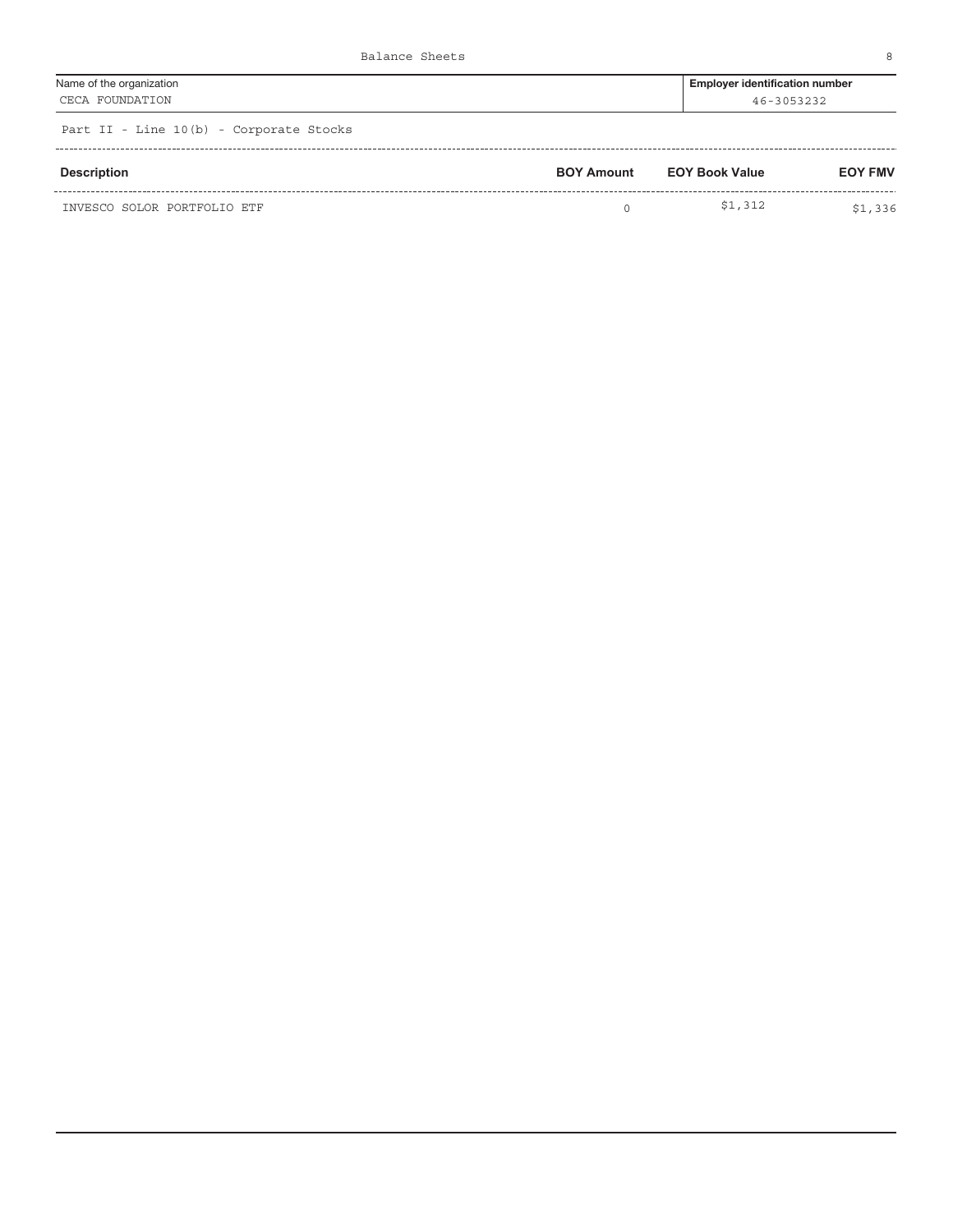Balance Sheets

| Name of the organization | Employer identification number |
|---|---|
| CECA FOUNDATION | 46-3053232 |

Part II - Line 10(b) - Corporate Stocks

| Description | BOY Amount | EOY Book Value | EOY FMV |
|---|---|---|---|
| INVESCO SOLOR PORTFOLIO ETF | 0 | $1,312 | $1,336 |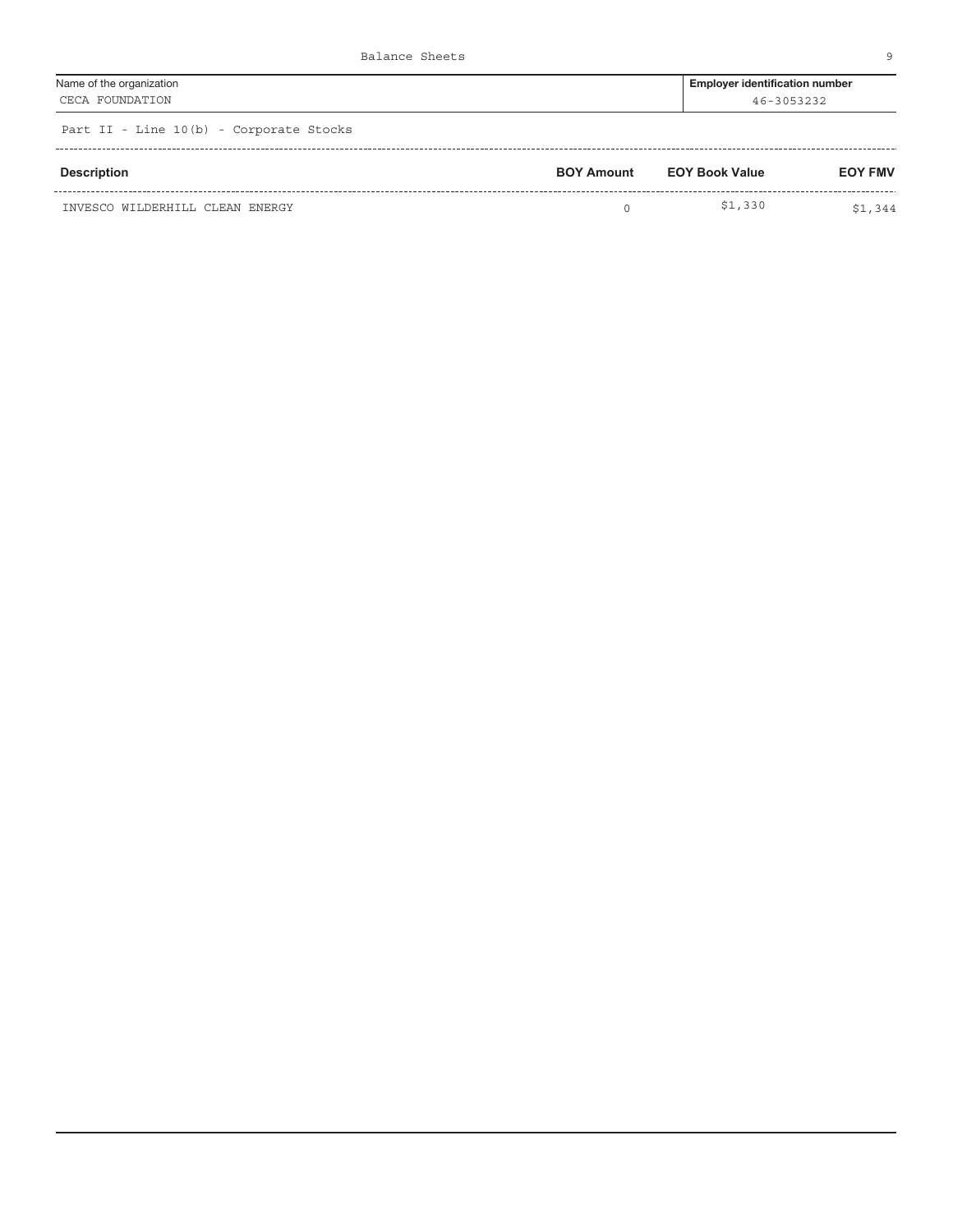# Balance Sheets

| Name of the organization | Employer identification number |
|---|---|
| CECA FOUNDATION | 46-3053232 |

## Part II - Line 10(b) - Corporate Stocks

| Description | BOY Amount | EOY Book Value | EOY FMV |
|---|---|---|---|
| INVESCO WILDERHILL CLEAN ENERGY | 0 | $1,330 | $1,344 |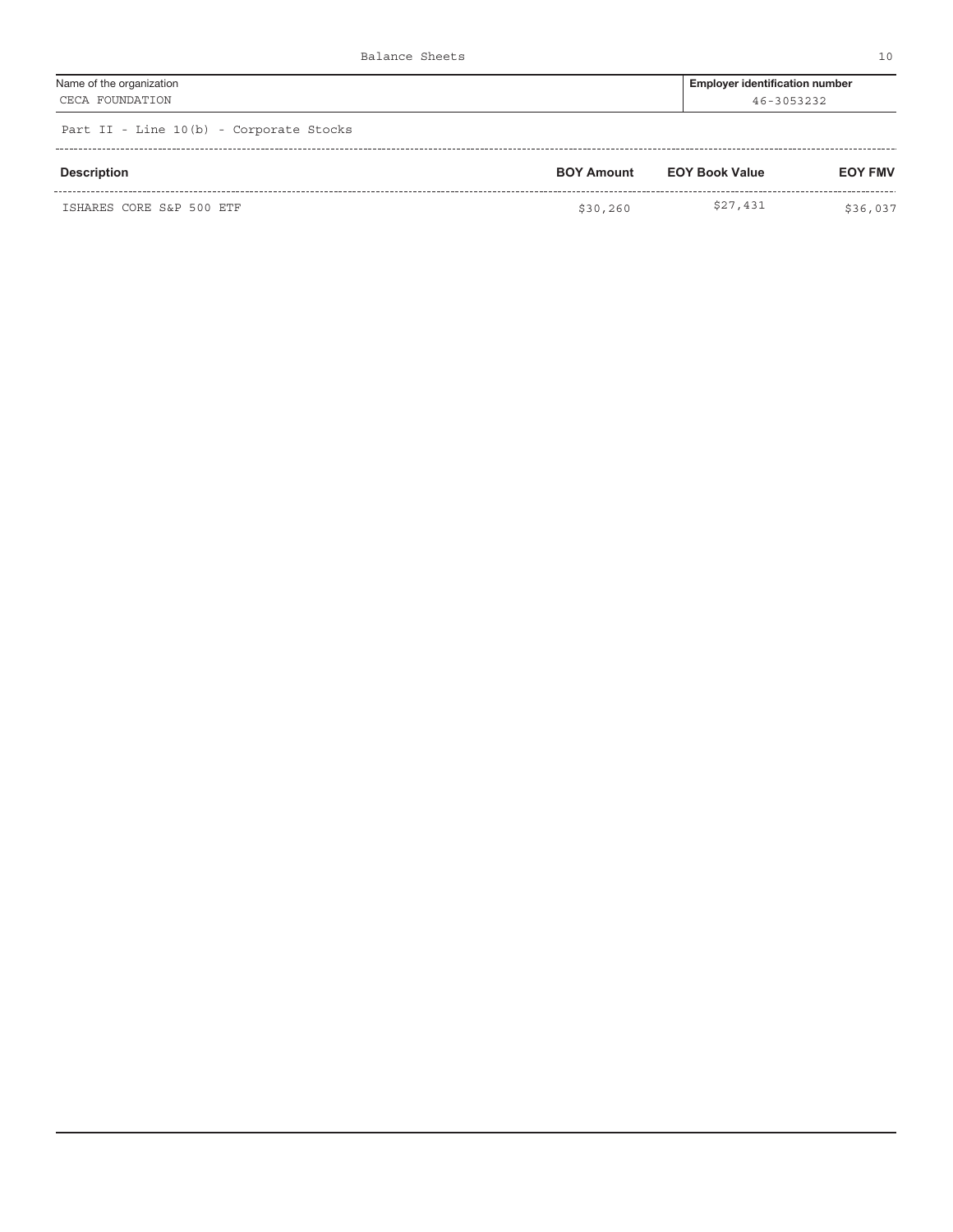Balance Sheets

| Name of the organization | Employer identification number |
|---|---|
| CECA FOUNDATION | 46-3053232 |

Part II - Line 10(b) - Corporate Stocks

| Description | BOY Amount | EOY Book Value | EOY FMV |
|---|---|---|---|
| ISHARES CORE S&P 500 ETF | $30,260 | $27,431 | $36,037 |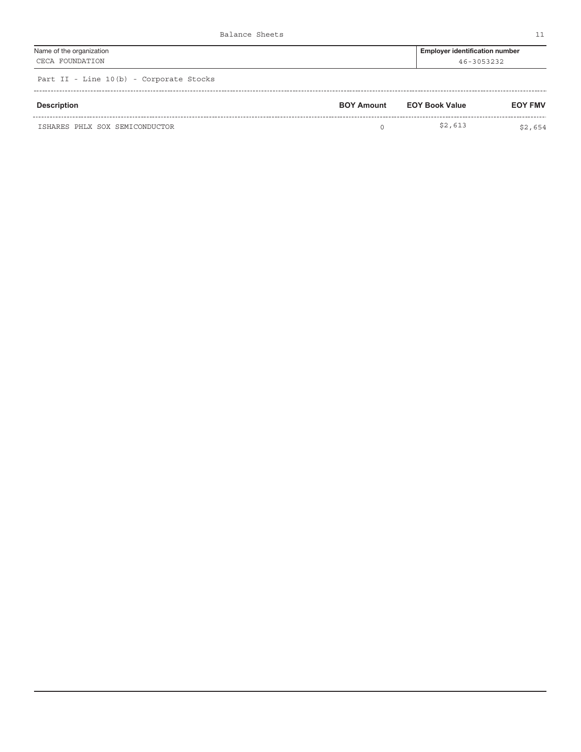Balance Sheets

| Name of the organization | Employer identification number |
|---|---|
| CECA FOUNDATION | 46-3053232 |

Part II - Line 10(b) - Corporate Stocks

| Description | BOY Amount | EOY Book Value | EOY FMV |
|---|---|---|---|
| ISHARES PHLX SOX SEMICONDUCTOR | 0 | $2,613 | $2,654 |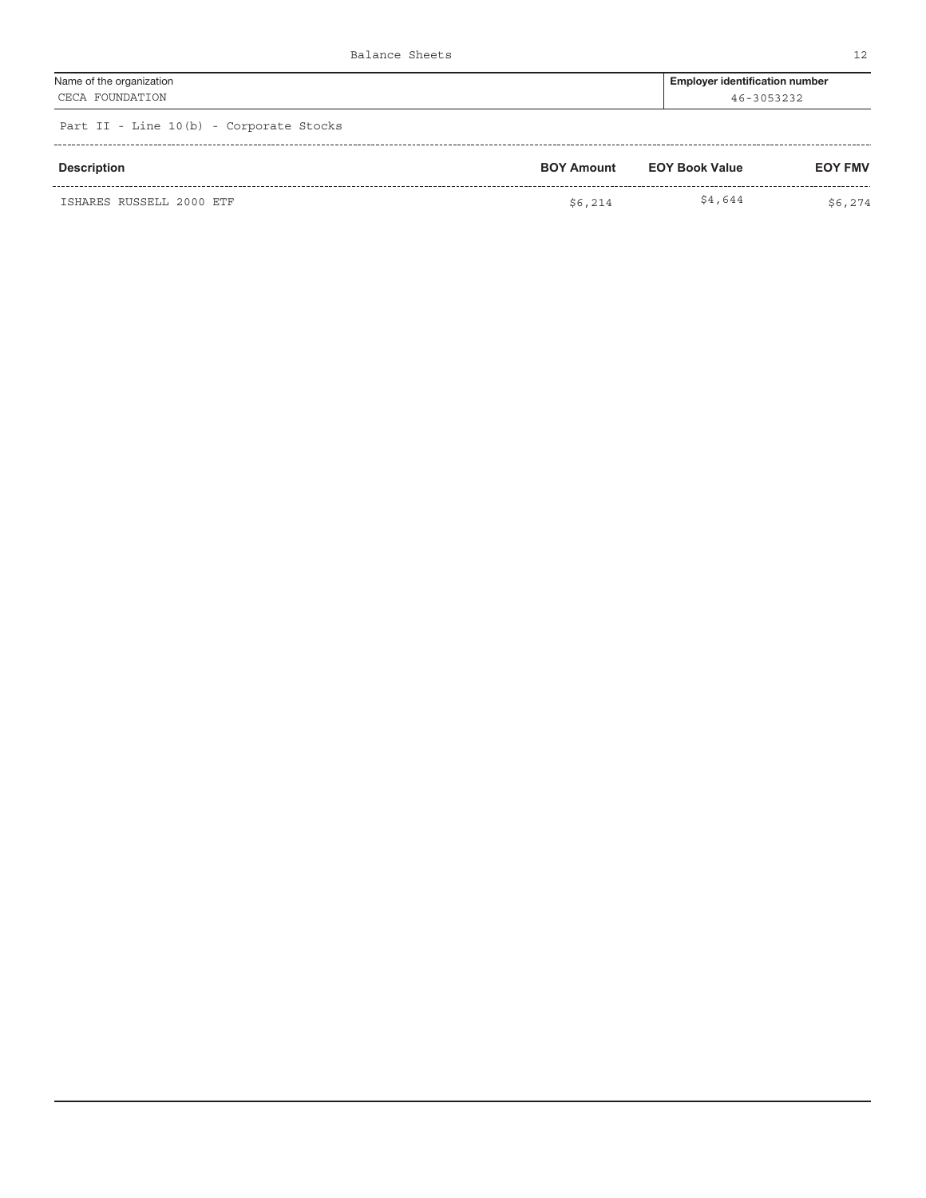Balance Sheets

| Name of the organization | Employer identification number |
|---|---|
| CECA FOUNDATION | 46-3053232 |

Part II - Line 10(b) - Corporate Stocks

| Description | BOY Amount | EOY Book Value | EOY FMV |
|---|---|---|---|
| ISHARES RUSSELL 2000 ETF | $6,214 | $4,644 | $6,274 |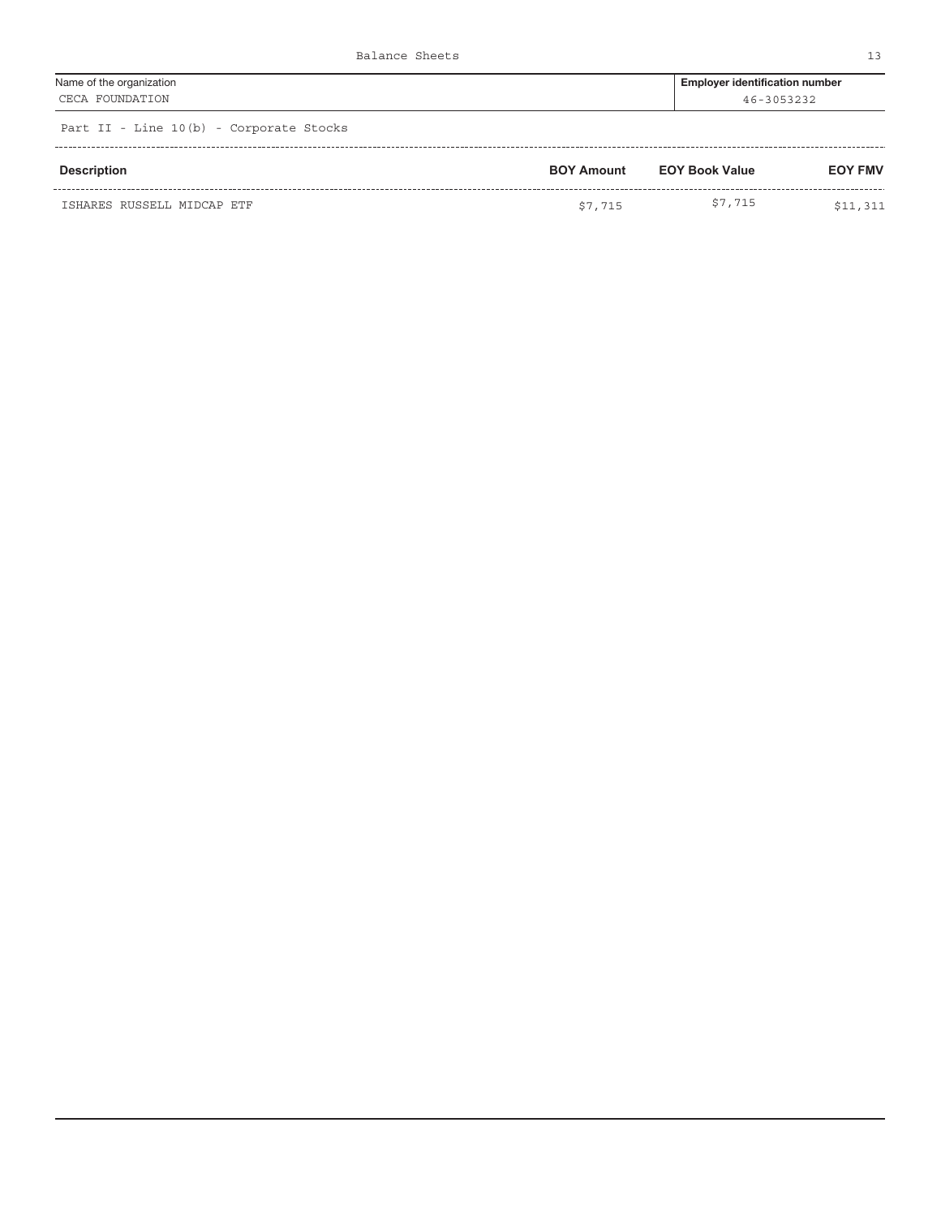# Balance Sheets

| Name of the organization | Employer identification number |
| --- | --- |
| CECA FOUNDATION | 46-3053232 |

Part II - Line 10(b) - Corporate Stocks

| Description | BOY Amount | EOY Book Value | EOY FMV |
| --- | --- | --- | --- |
| ISHARES RUSSELL MIDCAP ETF | $7,715 | $7,715 | $11,311 |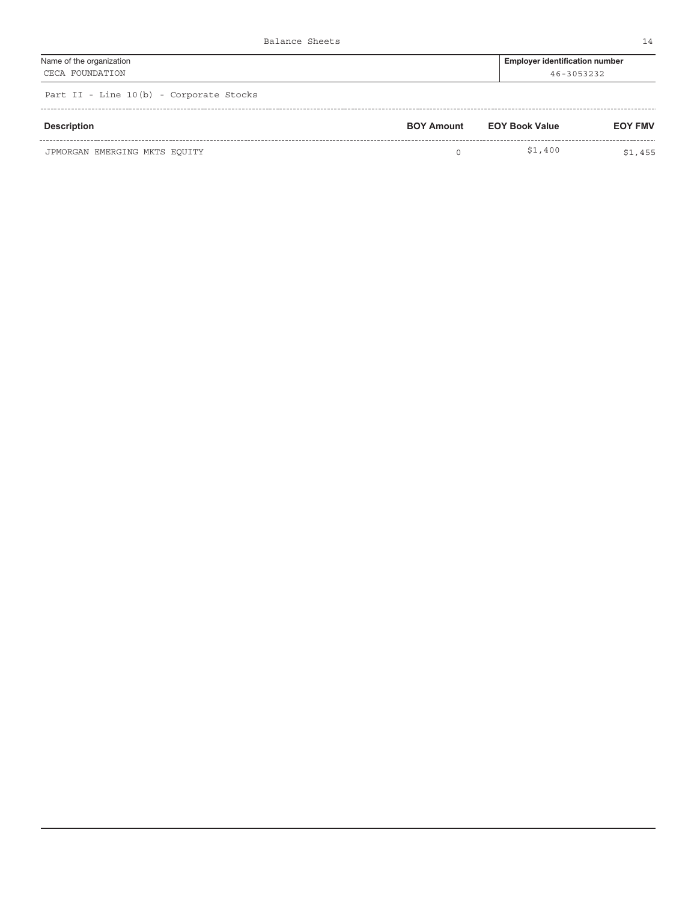Balance Sheets

| Name of the organization | Employer identification number |
| --- | --- |
| CECA FOUNDATION | 46-3053232 |

Part II - Line 10(b) - Corporate Stocks

| Description | BOY Amount | EOY Book Value | EOY FMV |
| --- | --- | --- | --- |
| JPMORGAN EMERGING MKTS EQUITY | 0 | $1,400 | $1,455 |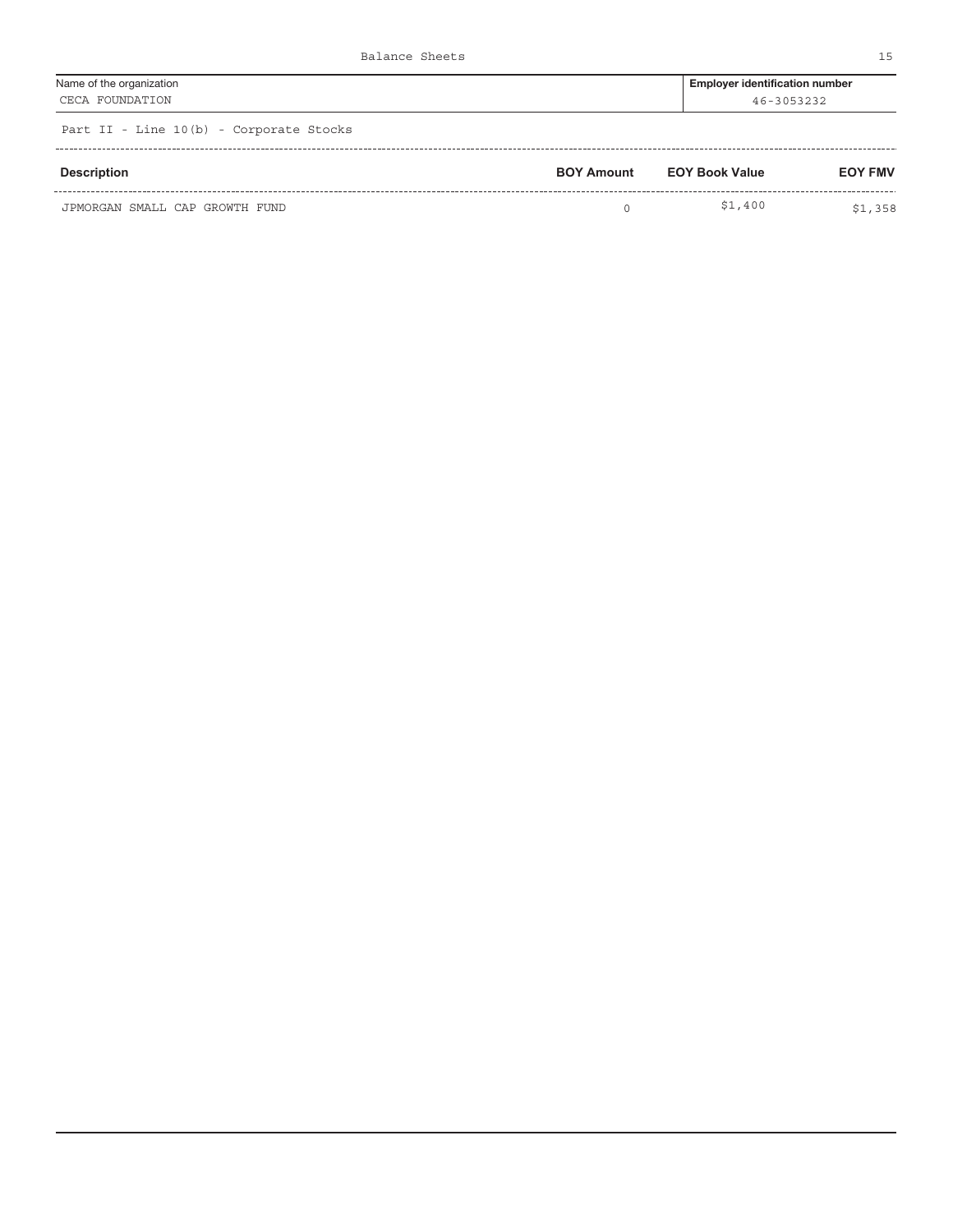Balance Sheets

| Name of the organization | Employer identification number |
|---|---|
| CECA FOUNDATION | 46-3053232 |

Part II - Line 10(b) - Corporate Stocks

| Description | BOY Amount | EOY Book Value | EOY FMV |
|---|---|---|---|
| JPMORGAN SMALL CAP GROWTH FUND | 0 | $1,400 | $1,358 |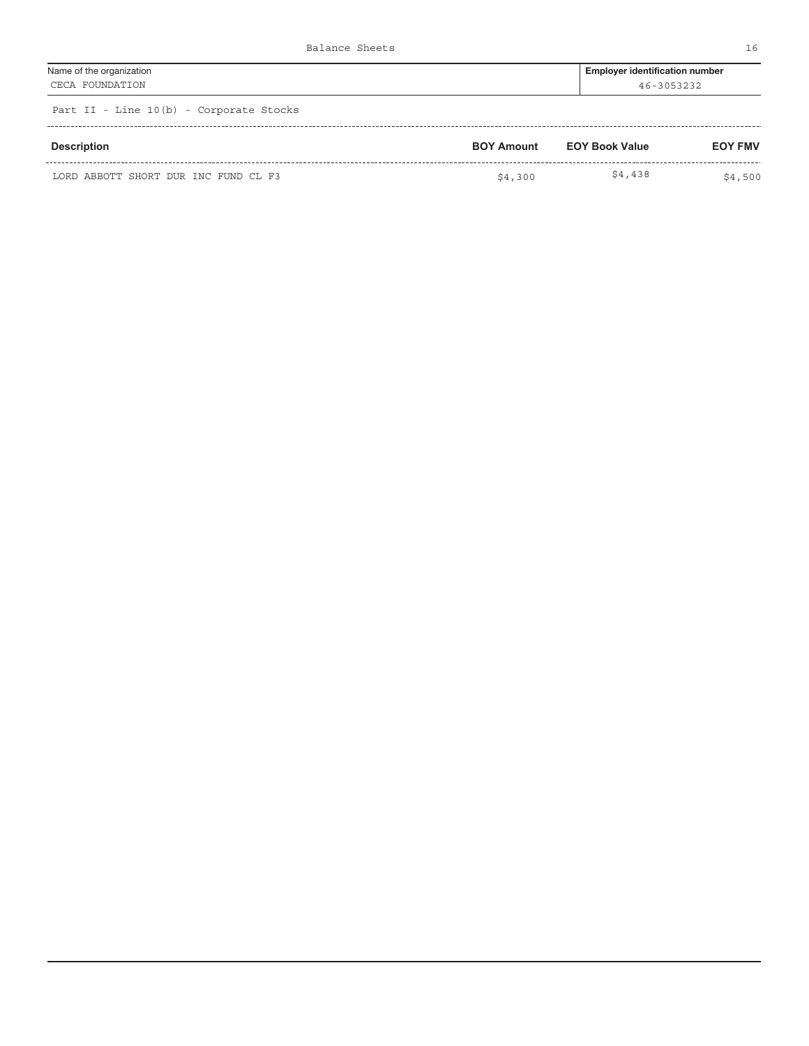Balance Sheets

| Name of the organization | Employer identification number |
| --- | --- |
| CECA FOUNDATION | 46-3053232 |

Part II - Line 10(b) - Corporate Stocks

| Description | BOY Amount | EOY Book Value | EOY FMV |
| --- | --- | --- | --- |
| LORD ABBOTT SHORT DUR INC FUND CL F3 | $4,300 | $4,438 | $4,500 |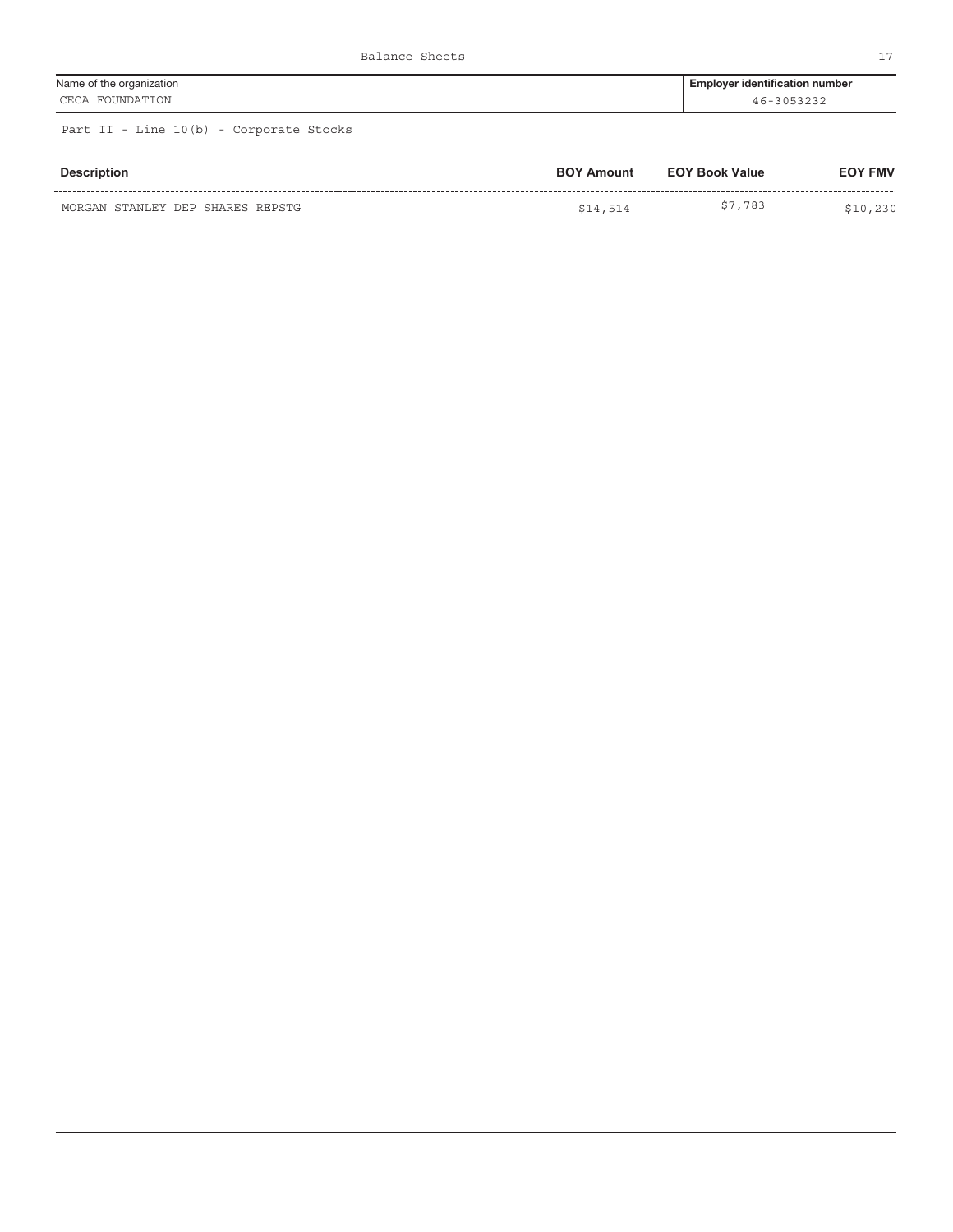Balance Sheets

| Name of the organization | Employer identification number |
|---|---|
| CECA FOUNDATION | 46-3053232 |

Part II - Line 10(b) - Corporate Stocks

| Description | BOY Amount | EOY Book Value | EOY FMV |
|---|---|---|---|
| MORGAN STANLEY DEP SHARES REPSTG | $14,514 | $7,783 | $10,230 |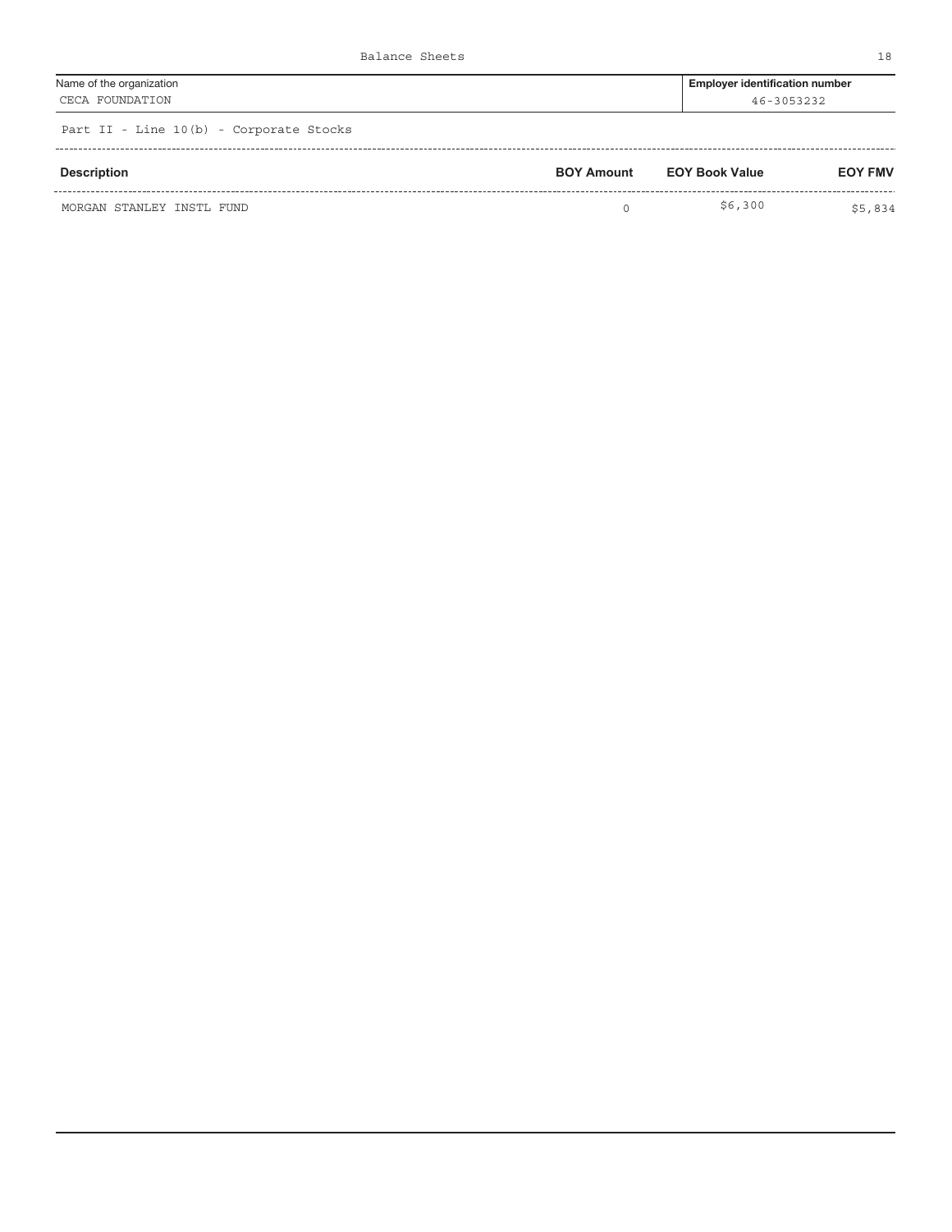Balance Sheets

| Name of the organization | Employer identification number |
| --- | --- |
| CECA FOUNDATION | 46-3053232 |

Part II - Line 10(b) - Corporate Stocks

| Description | BOY Amount | EOY Book Value | EOY FMV |
| --- | --- | --- | --- |
| MORGAN STANLEY INSTL FUND | 0 | $6,300 | $5,834 |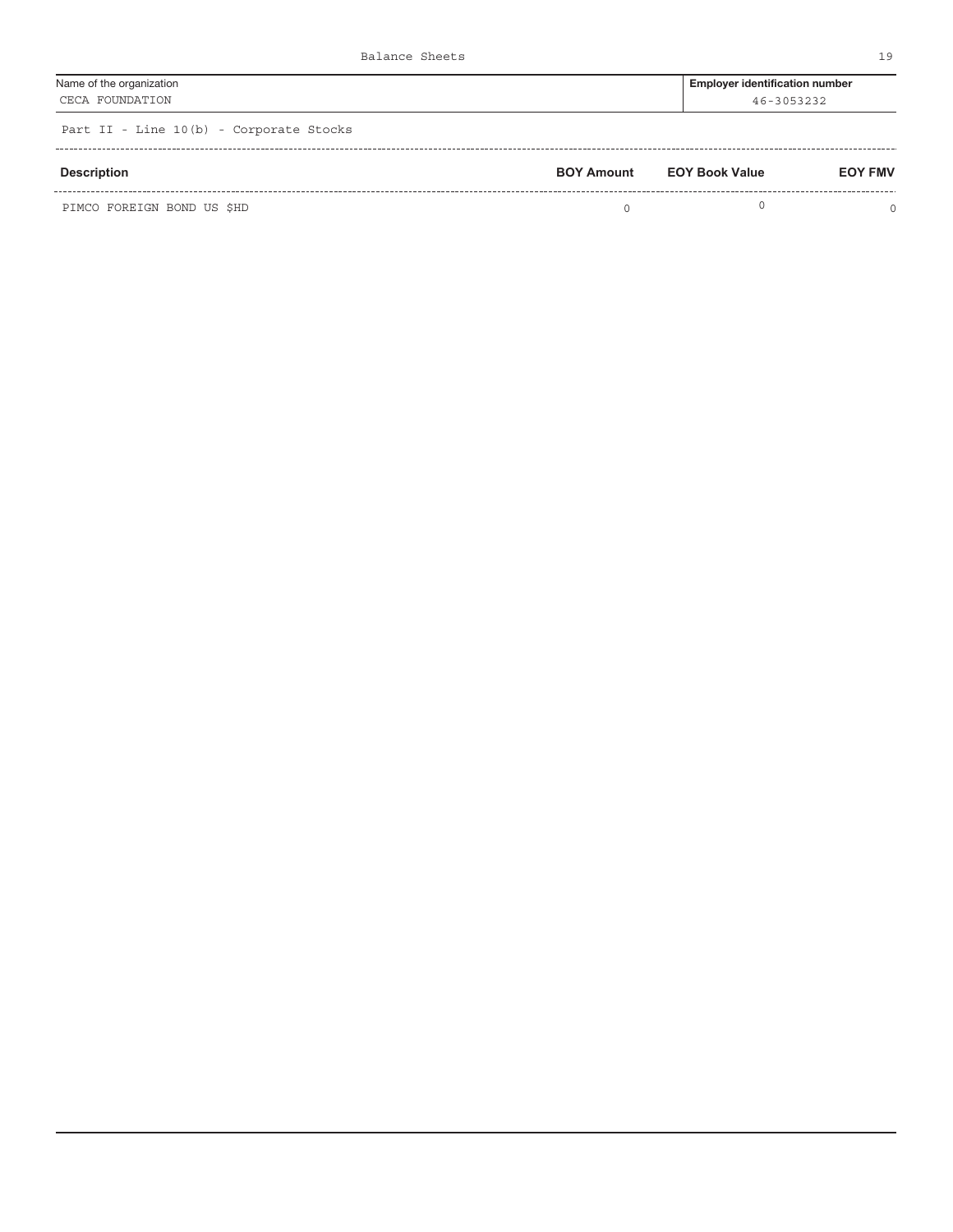Balance Sheets

| Name of the organization | Employer identification number |
| --- | --- |
| CECA FOUNDATION | 46-3053232 |

Part II - Line 10(b) - Corporate Stocks

| Description | BOY Amount | EOY Book Value | EOY FMV |
| --- | --- | --- | --- |
| PIMCO FOREIGN BOND US $HD | 0 | 0 | 0 |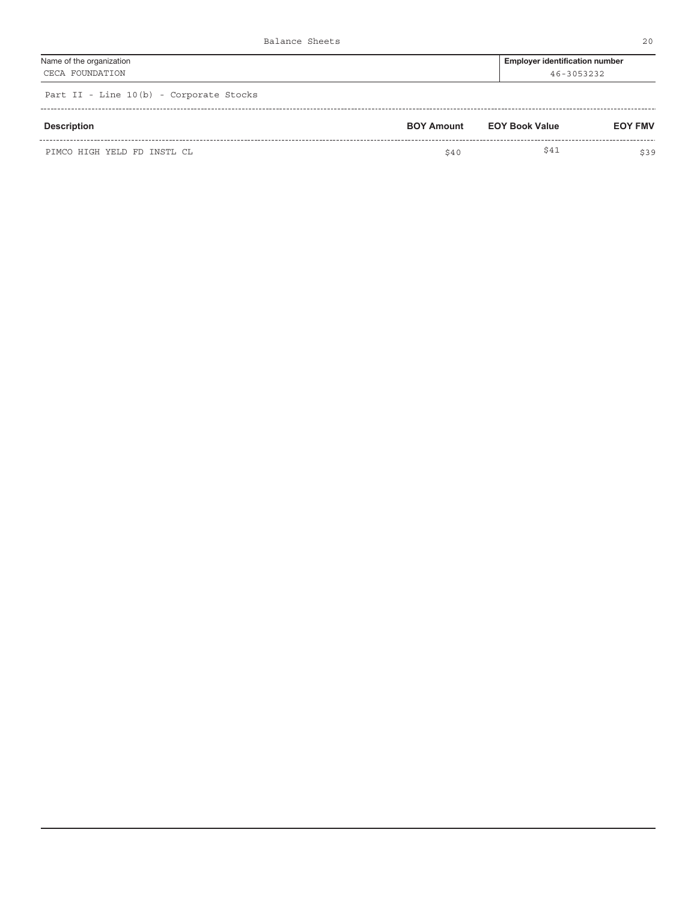Balance Sheets

| Name of the organization | Employer identification number |
|---|---|
| CECA FOUNDATION | 46-3053232 |

Part II - Line 10(b) - Corporate Stocks

| Description | BOY Amount | EOY Book Value | EOY FMV |
|---|---|---|---|
| PIMCO HIGH YELD FD INSTL CL | $40 | $41 | $39 |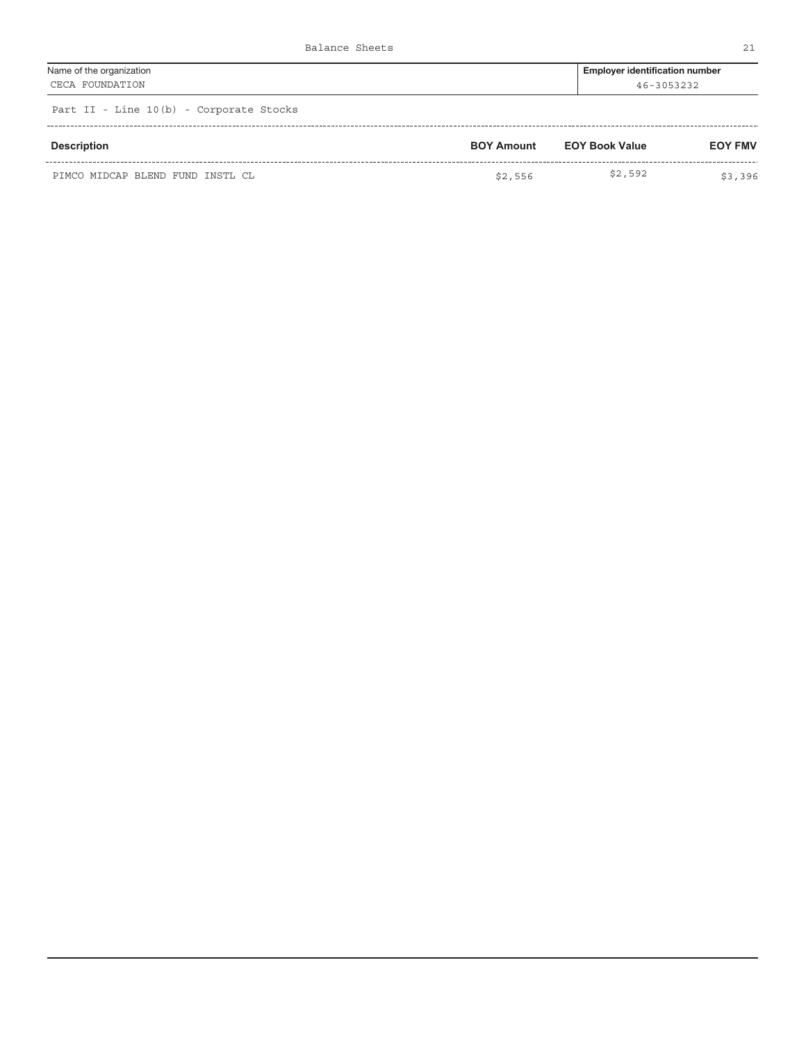Balance Sheets

| Name of the organization | Employer identification number |
| --- | --- |
| CECA FOUNDATION | 46-3053232 |

Part II - Line 10(b) - Corporate Stocks

| Description | BOY Amount | EOY Book Value | EOY FMV |
| --- | --- | --- | --- |
| PIMCO MIDCAP BLEND FUND INSTL CL | $2,556 | $2,592 | $3,396 |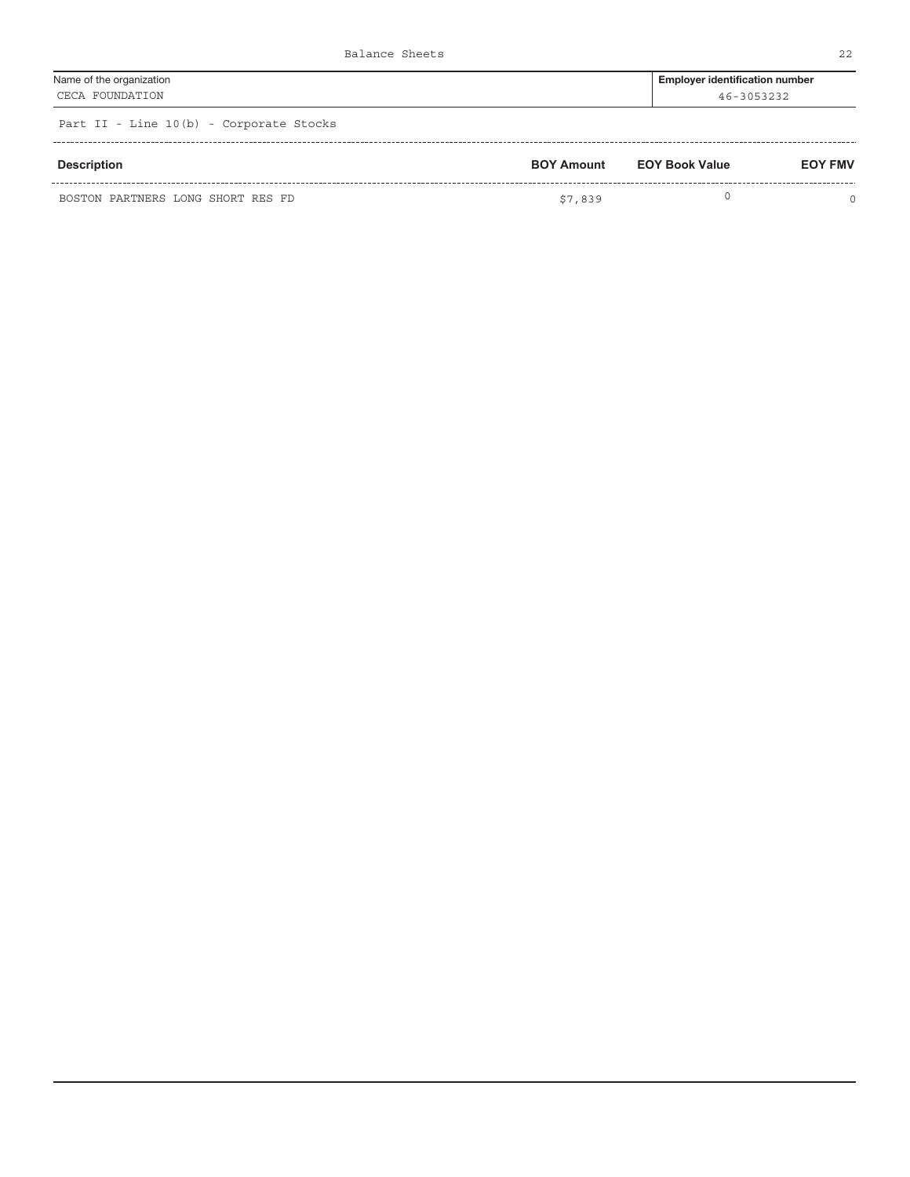Balance Sheets

| Name of the organization | Employer identification number |
| --- | --- |
| CECA FOUNDATION | 46-3053232 |

Part II - Line 10(b) - Corporate Stocks

| Description | BOY Amount | EOY Book Value | EOY FMV |
| --- | --- | --- | --- |
| BOSTON PARTNERS LONG SHORT RES FD | $7,839 | 0 | 0 |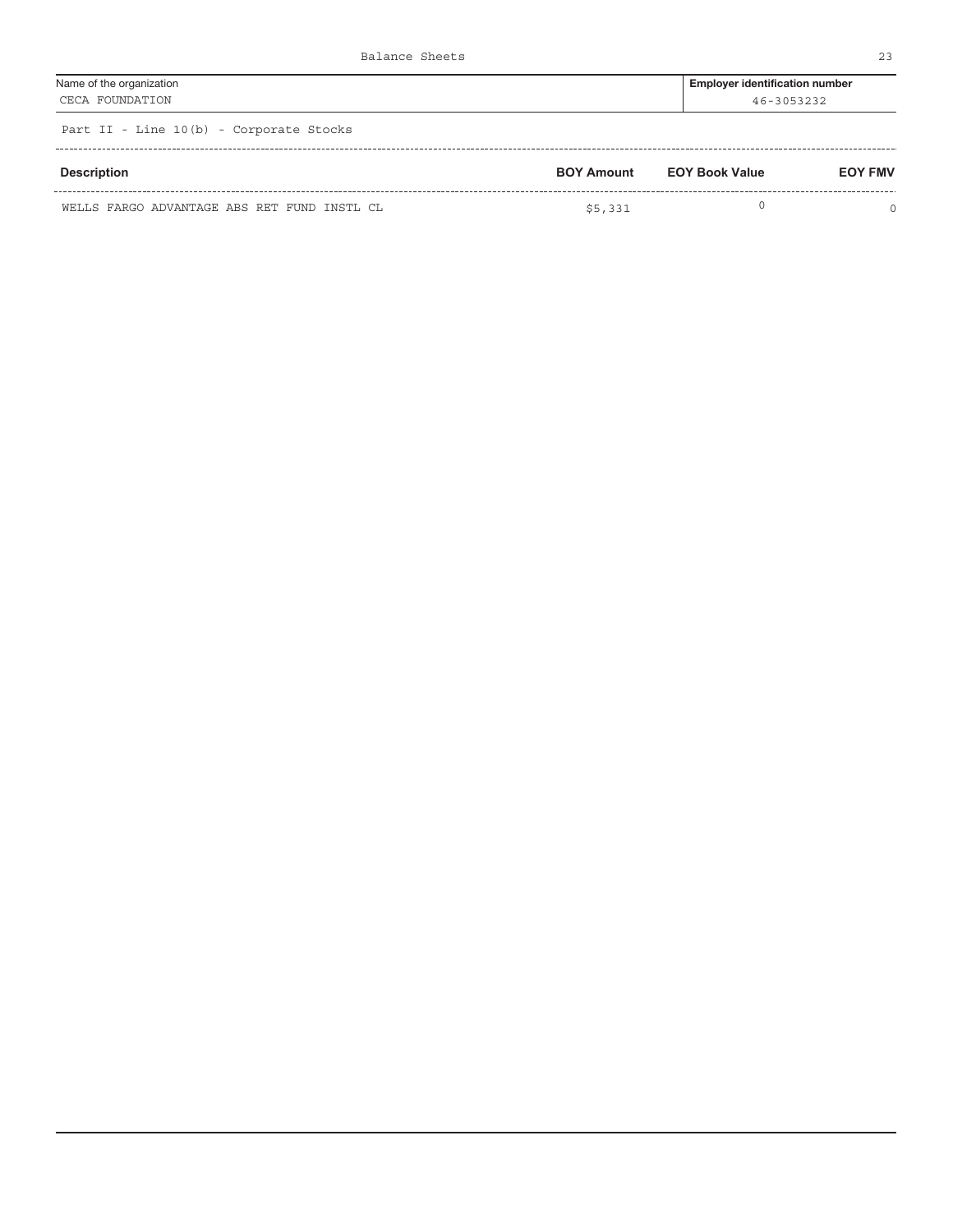Balance Sheets

| Name of the organization | Employer identification number |
|---|---|
| CECA FOUNDATION | 46-3053232 |

Part II - Line 10(b) - Corporate Stocks

| Description | BOY Amount | EOY Book Value | EOY FMV |
|---|---|---|---|
| WELLS FARGO ADVANTAGE ABS RET FUND INSTL CL | $5,331 | 0 | 0 |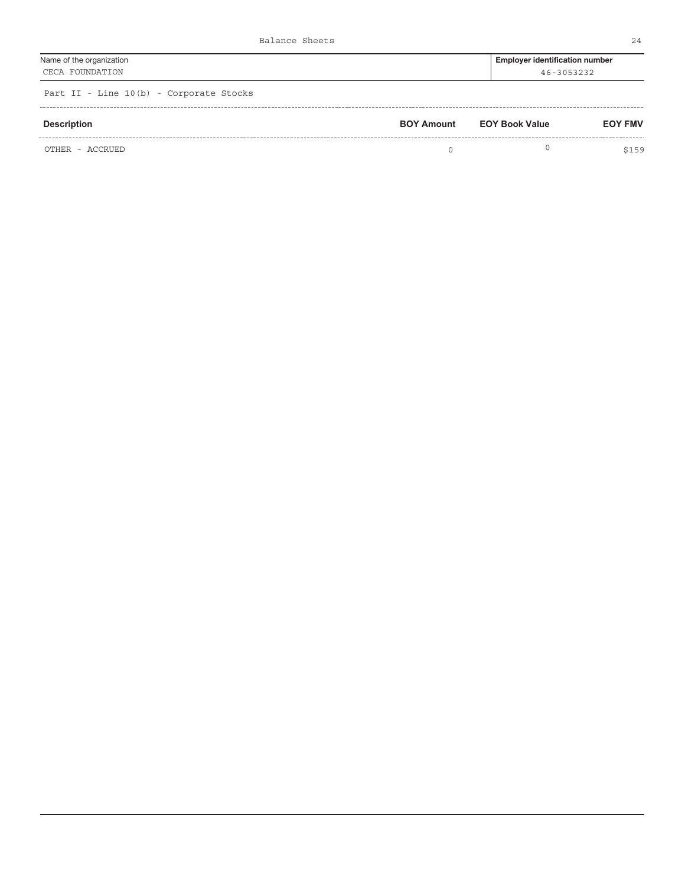Balance Sheets

| Name of the organization | Employer identification number |
| --- | --- |
| CECA FOUNDATION | 46-3053232 |

Part II - Line 10(b) - Corporate Stocks

| Description | BOY Amount | EOY Book Value | EOY FMV |
| --- | --- | --- | --- |
| OTHER - ACCRUED | 0 | 0 | $159 |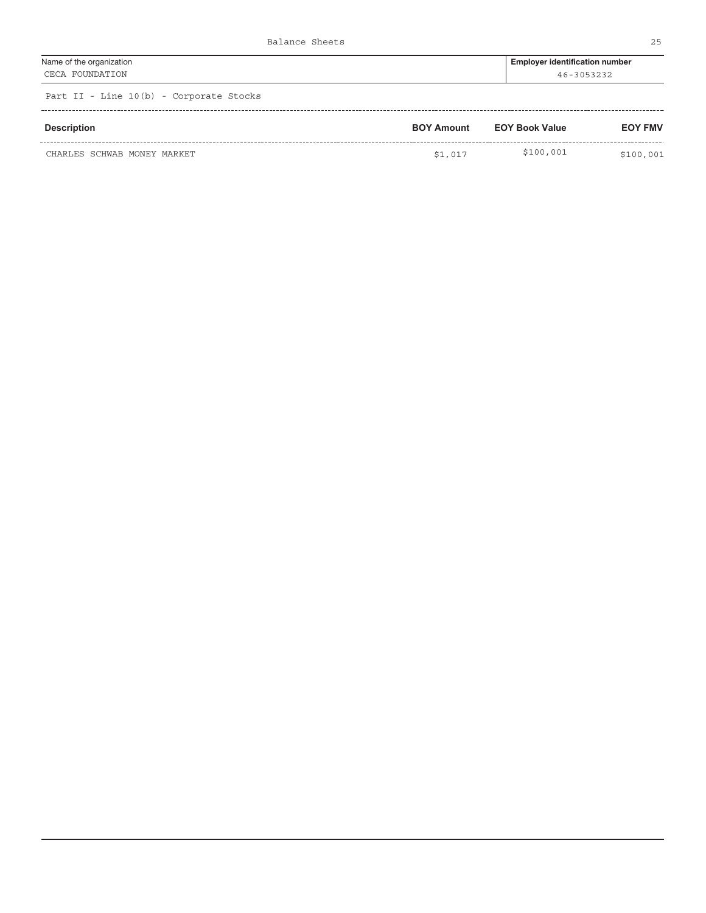Balance Sheets

| Name of the organization | Employer identification number |
|---|---|
| CECA FOUNDATION | 46-3053232 |

Part II - Line 10(b) - Corporate Stocks

| Description | BOY Amount | EOY Book Value | EOY FMV |
|---|---|---|---|
| CHARLES SCHWAB MONEY MARKET | $1,017 | $100,001 | $100,001 |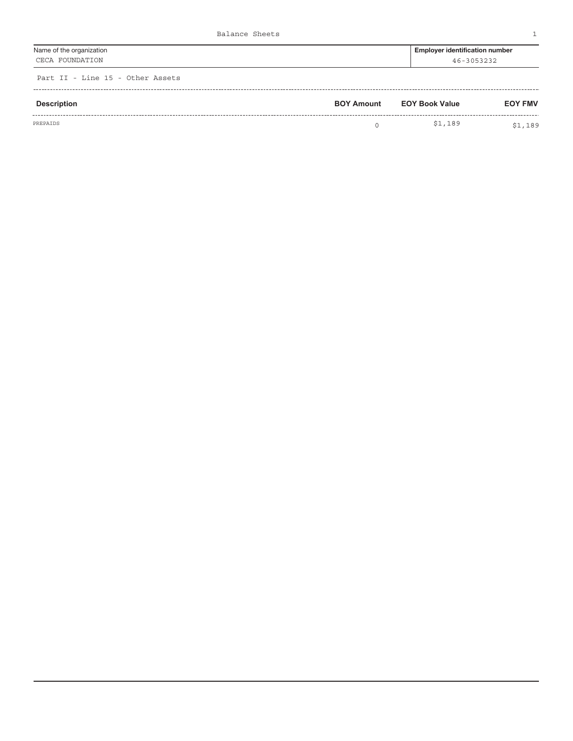# Balance Sheets

| Name of the organization | Employer identification number |
|---|---|
| CECA FOUNDATION | 46-3053232 |

Part II - Line 15 - Other Assets

| Description | BOY Amount | EOY Book Value | EOY FMV |
|---|---|---|---|
| PREPAIDS | 0 | $1,189 | $1,189 |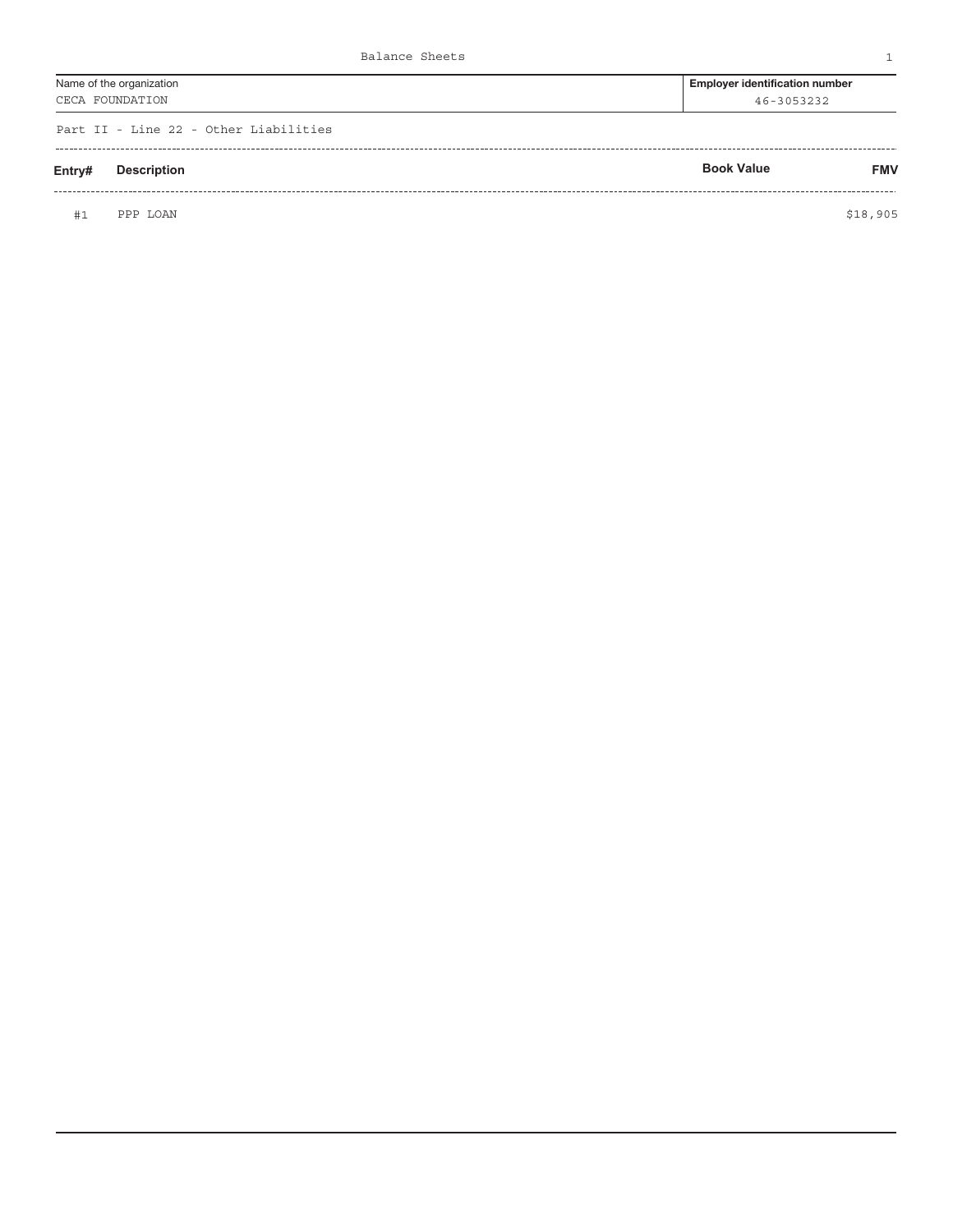Balance Sheets

| Name of the organization | Employer identification number |
| --- | --- |
| CECA FOUNDATION | 46-3053232 |

Part II - Line 22 - Other Liabilities

| Entry# | Description | Book Value | FMV |
| --- | --- | --- | --- |
| #1 | PPP LOAN | | $18,905 |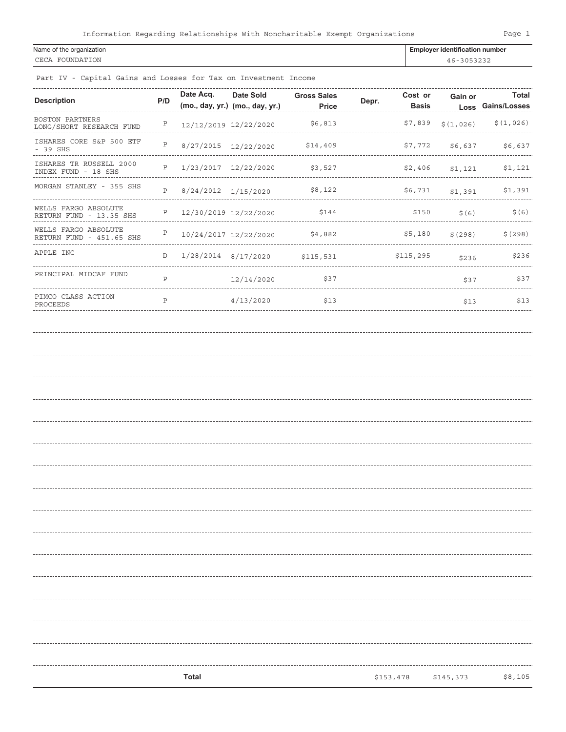Information Regarding Relationships With Noncharitable Exempt Organizations

| Name of the organization | Employer identification number |
|---|---|
| CECA FOUNDATION | 46-3053232 |

Part IV - Capital Gains and Losses for Tax on Investment Income

| Description | P/D | Date Acq. (mo., day, yr.) | Date Sold (mo., day, yr.) | Gross Sales Price | Depr. | Cost or Basis | Gain or Loss | Total Gains/Losses |
|---|---|---|---|---|---|---|---|---|
| BOSTON PARTNERS LONG/SHORT RESEARCH FUND | P | 12/12/2019 | 12/22/2020 | $6,813 | | $7,839 | $(1,026) | $(1,026) |
| ISHARES CORE S&P 500 ETF - 39 SHS | P | 8/27/2015 | 12/22/2020 | $14,409 | | $7,772 | $6,637 | $6,637 |
| ISHARES TR RUSSELL 2000 INDEX FUND - 18 SHS | P | 1/23/2017 | 12/22/2020 | $3,527 | | $2,406 | $1,121 | $1,121 |
| MORGAN STANLEY - 355 SHS | P | 8/24/2012 | 1/15/2020 | $8,122 | | $6,731 | $1,391 | $1,391 |
| WELLS FARGO ABSOLUTE RETURN FUND - 13.35 SHS | P | 12/30/2019 | 12/22/2020 | $144 | | $150 | $(6) | $(6) |
| WELLS FARGO ABSOLUTE RETURN FUND - 451.65 SHS | P | 10/24/2017 | 12/22/2020 | $4,882 | | $5,180 | $(298) | $(298) |
| APPLE INC | D | 1/28/2014 | 8/17/2020 | $115,531 | | $115,295 | $236 | $236 |
| PRINCIPAL MIDCAF FUND | P | | 12/14/2020 | $37 | | | $37 | $37 |
| PIMCO CLASS ACTION PROCEEDS | P | | 4/13/2020 | $13 | | | $13 | $13 |
| | | **Total** | | $153,478 | | $145,373 | | $8,105 |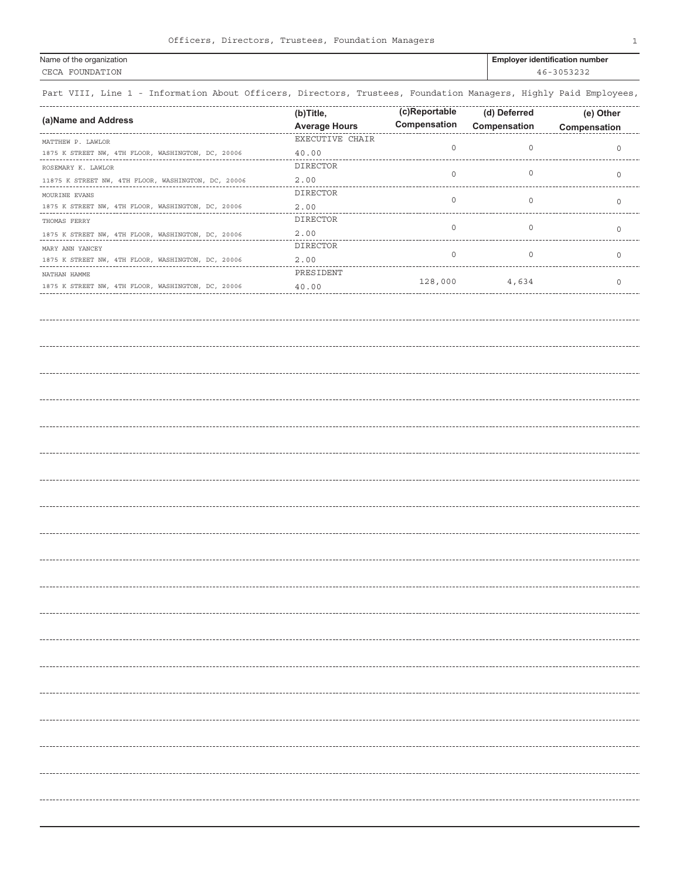Officers, Directors, Trustees, Foundation Managers

| Name of the organization | Employer identification number |
|---|---|
| CECA FOUNDATION | 46-3053232 |

Part VIII, Line 1 - Information About Officers, Directors, Trustees, Foundation Managers, Highly Paid Employees,

| (a)Name and Address | (b)Title, Average Hours | (c)Reportable Compensation | (d) Deferred Compensation | (e) Other Compensation |
|---|---|---|---|---|
| MATTHEW P. LAWLOR<br>1875 K STREET NW, 4TH FLOOR, WASHINGTON, DC, 20006 | EXECUTIVE CHAIR<br>40.00 | 0 | 0 | 0 |
| ROSEMARY K. LAWLOR<br>11875 K STREET NW, 4TH FLOOR, WASHINGTON, DC, 20006 | DIRECTOR<br>2.00 | 0 | 0 | 0 |
| MOURINE EVANS<br>1875 K STREET NW, 4TH FLOOR, WASHINGTON, DC, 20006 | DIRECTOR<br>2.00 | 0 | 0 | 0 |
| THOMAS FERRY<br>1875 K STREET NW, 4TH FLOOR, WASHINGTON, DC, 20006 | DIRECTOR<br>2.00 | 0 | 0 | 0 |
| MARY ANN YANCEY<br>1875 K STREET NW, 4TH FLOOR, WASHINGTON, DC, 20006 | DIRECTOR<br>2.00 | 0 | 0 | 0 |
| NATHAN HAMME<br>1875 K STREET NW, 4TH FLOOR, WASHINGTON, DC, 20006 | PRESIDENT<br>40.00 | 128,000 | 4,634 | 0 |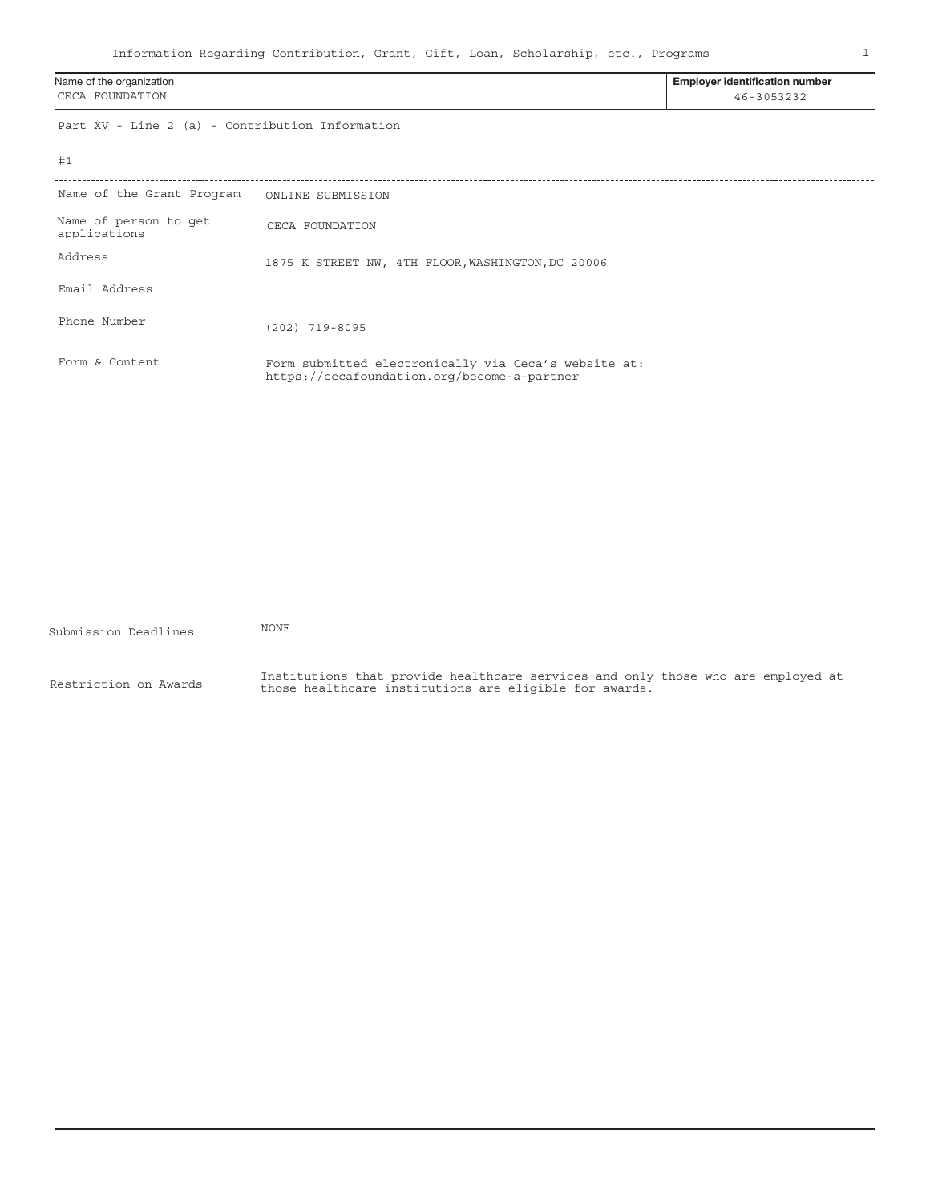Information Regarding Contribution, Grant, Gift, Loan, Scholarship, etc., Programs

| Name of the organization | Employer identification number |
|---|---|
| CECA FOUNDATION | 46-3053232 |

Part XV - Line 2 (a) - Contribution Information

#1

| | |
|---|---|
| Name of the Grant Program | ONLINE SUBMISSION |
| Name of person to get applications | CECA FOUNDATION |
| Address | 1875 K STREET NW, 4TH FLOOR,WASHINGTON,DC 20006 |
| Email Address | |
| Phone Number | (202) 719-8095 |
| Form & Content | Form submitted electronically via Ceca's website at: https://cecafoundation.org/become-a-partner |
| Submission Deadlines | NONE |
| Restriction on Awards | Institutions that provide healthcare services and only those who are employed at those healthcare institutions are eligible for awards. |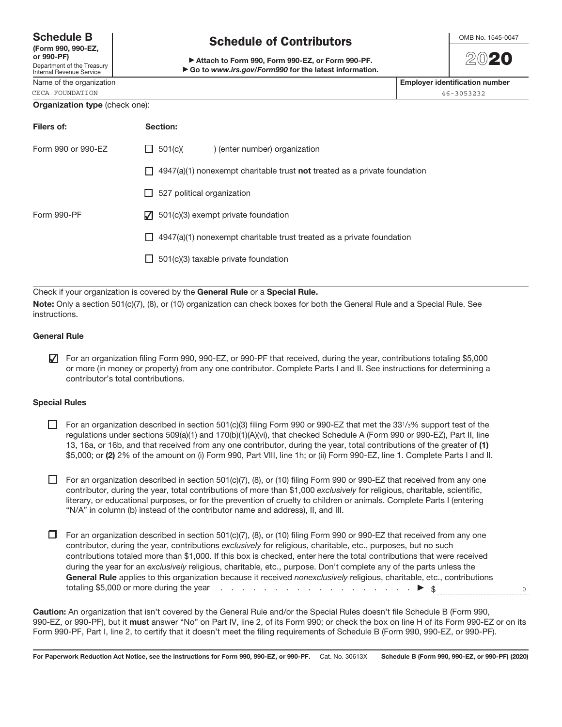**Schedule B**
**(Form 990, 990-EZ, or 990-PF)**
Department of the Treasury
Internal Revenue Service

# Schedule of Contributors

▶ **Attach to Form 990, Form 990-EZ, or Form 990-PF.**
▶ **Go to *www.irs.gov/Form990* for the latest information.**

OMB No. 1545-0047

**2020**

| Name of the organization | **Employer identification number** |
|---|---|
| CECA FOUNDATION | 46-3053232 |

**Organization type** (check one):

| **Filers of:** | **Section:** |
|---|---|
| Form 990 or 990-EZ | ☐ 501(c)( ) (enter number) organization |
| | ☐ 4947(a)(1) nonexempt charitable trust **not** treated as a private foundation |
| | ☐ 527 political organization |
| Form 990-PF | ☑ 501(c)(3) exempt private foundation |
| | ☐ 4947(a)(1) nonexempt charitable trust treated as a private foundation |
| | ☐ 501(c)(3) taxable private foundation |

Check if your organization is covered by the **General Rule** or a **Special Rule.**

**Note:** Only a section 501(c)(7), (8), or (10) organization can check boxes for both the General Rule and a Special Rule. See instructions.

### General Rule

☑ For an organization filing Form 990, 990-EZ, or 990-PF that received, during the year, contributions totaling $5,000 or more (in money or property) from any one contributor. Complete Parts I and II. See instructions for determining a contributor's total contributions.

### Special Rules

☐ For an organization described in section 501(c)(3) filing Form 990 or 990-EZ that met the 33 1/3% support test of the regulations under sections 509(a)(1) and 170(b)(1)(A)(vi), that checked Schedule A (Form 990 or 990-EZ), Part II, line 13, 16a, or 16b, and that received from any one contributor, during the year, total contributions of the greater of **(1)** $5,000; or **(2)** 2% of the amount on (i) Form 990, Part VIII, line 1h; or (ii) Form 990-EZ, line 1. Complete Parts I and II.

☐ For an organization described in section 501(c)(7), (8), or (10) filing Form 990 or 990-EZ that received from any one contributor, during the year, total contributions of more than $1,000 *exclusively* for religious, charitable, scientific, literary, or educational purposes, or for the prevention of cruelty to children or animals. Complete Parts I (entering "N/A" in column (b) instead of the contributor name and address), II, and III.

☐ For an organization described in section 501(c)(7), (8), or (10) filing Form 990 or 990-EZ that received from any one contributor, during the year, contributions *exclusively* for religious, charitable, etc., purposes, but no such contributions totaled more than $1,000. If this box is checked, enter here the total contributions that were received during the year for an *exclusively* religious, charitable, etc., purpose. Don't complete any of the parts unless the **General Rule** applies to this organization because it received *nonexclusively* religious, charitable, etc., contributions totaling $5,000 or more during the year . . . . . . . . . . . . . . . . . . . . . . ▶ $ 0

**Caution:** An organization that isn't covered by the General Rule and/or the Special Rules doesn't file Schedule B (Form 990, 990-EZ, or 990-PF), but it **must** answer "No" on Part IV, line 2, of its Form 990; or check the box on line H of its Form 990-EZ or on its Form 990-PF, Part I, line 2, to certify that it doesn't meet the filing requirements of Schedule B (Form 990, 990-EZ, or 990-PF).

**For Paperwork Reduction Act Notice, see the instructions for Form 990, 990-EZ, or 990-PF.** Cat. No. 30613X **Schedule B (Form 990, 990-EZ, or 990-PF) (2020)**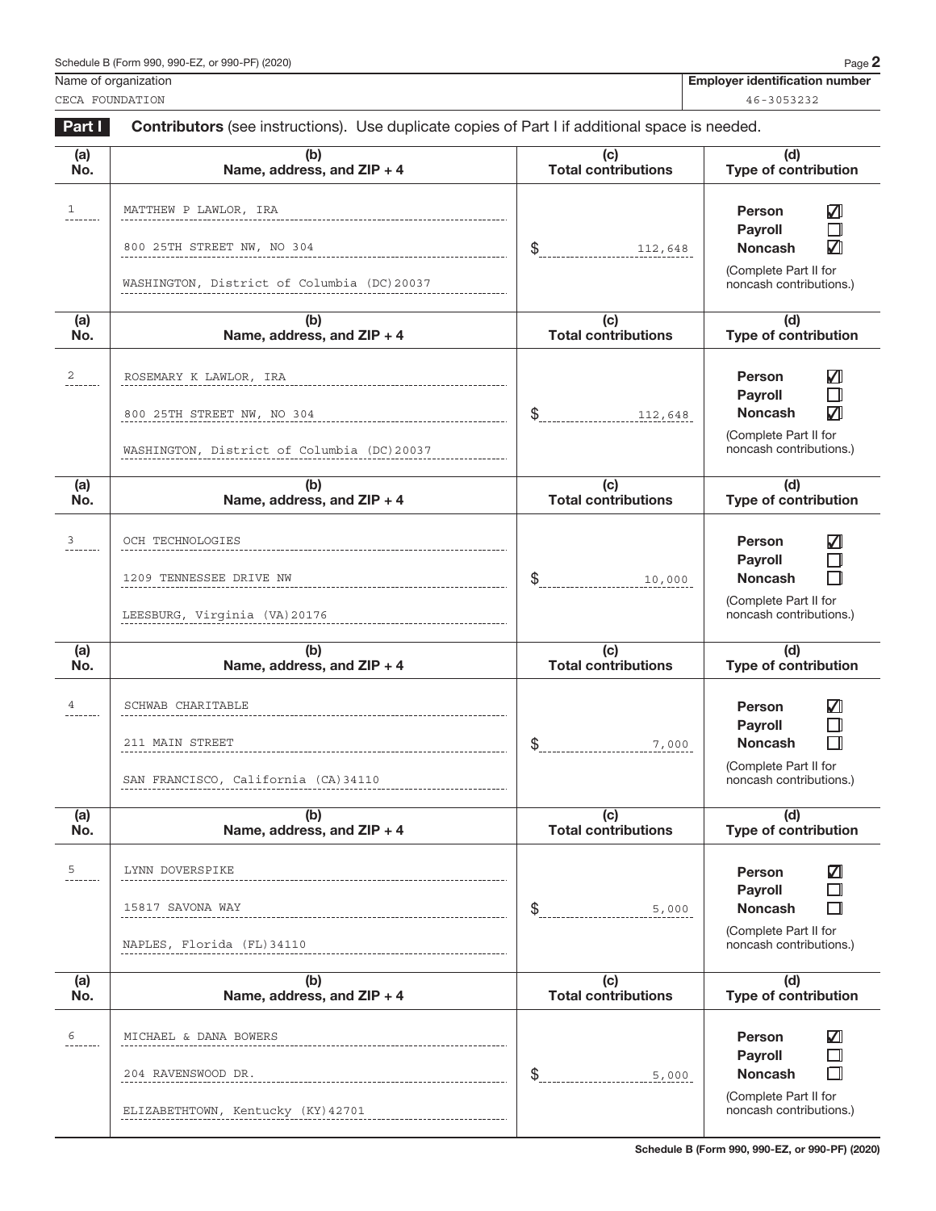Schedule B (Form 990, 990-EZ, or 990-PF) (2020)

| Name of organization | Employer identification number |
|---|---|
| CECA FOUNDATION | 46-3053232 |

**Part I** **Contributors** (see instructions). Use duplicate copies of Part I if additional space is needed.

| (a) No. | (b) Name, address, and ZIP + 4 | (c) Total contributions | (d) Type of contribution |
|---|---|---|---|
| 1 | MATTHEW P LAWLOR, IRA<br>800 25TH STREET NW, NO 304<br>WASHINGTON, District of Columbia (DC)20037 | $ 112,648 | Person ☑<br>Payroll ☐<br>Noncash ☑<br>(Complete Part II for noncash contributions.) |
| 2 | ROSEMARY K LAWLOR, IRA<br>800 25TH STREET NW, NO 304<br>WASHINGTON, District of Columbia (DC)20037 | $ 112,648 | Person ☑<br>Payroll ☐<br>Noncash ☑<br>(Complete Part II for noncash contributions.) |
| 3 | OCH TECHNOLOGIES<br>1209 TENNESSEE DRIVE NW<br>LEESBURG, Virginia (VA)20176 | $ 10,000 | Person ☑<br>Payroll ☐<br>Noncash ☐<br>(Complete Part II for noncash contributions.) |
| 4 | SCHWAB CHARITABLE<br>211 MAIN STREET<br>SAN FRANCISCO, California (CA)34110 | $ 7,000 | Person ☑<br>Payroll ☐<br>Noncash ☐<br>(Complete Part II for noncash contributions.) |
| 5 | LYNN DOVERSPIKE<br>15817 SAVONA WAY<br>NAPLES, Florida (FL)34110 | $ 5,000 | Person ☑<br>Payroll ☐<br>Noncash ☐<br>(Complete Part II for noncash contributions.) |
| 6 | MICHAEL & DANA BOWERS<br>204 RAVENSWOOD DR.<br>ELIZABETHTOWN, Kentucky (KY)42701 | $ 5,000 | Person ☑<br>Payroll ☐<br>Noncash ☐<br>(Complete Part II for noncash contributions.) |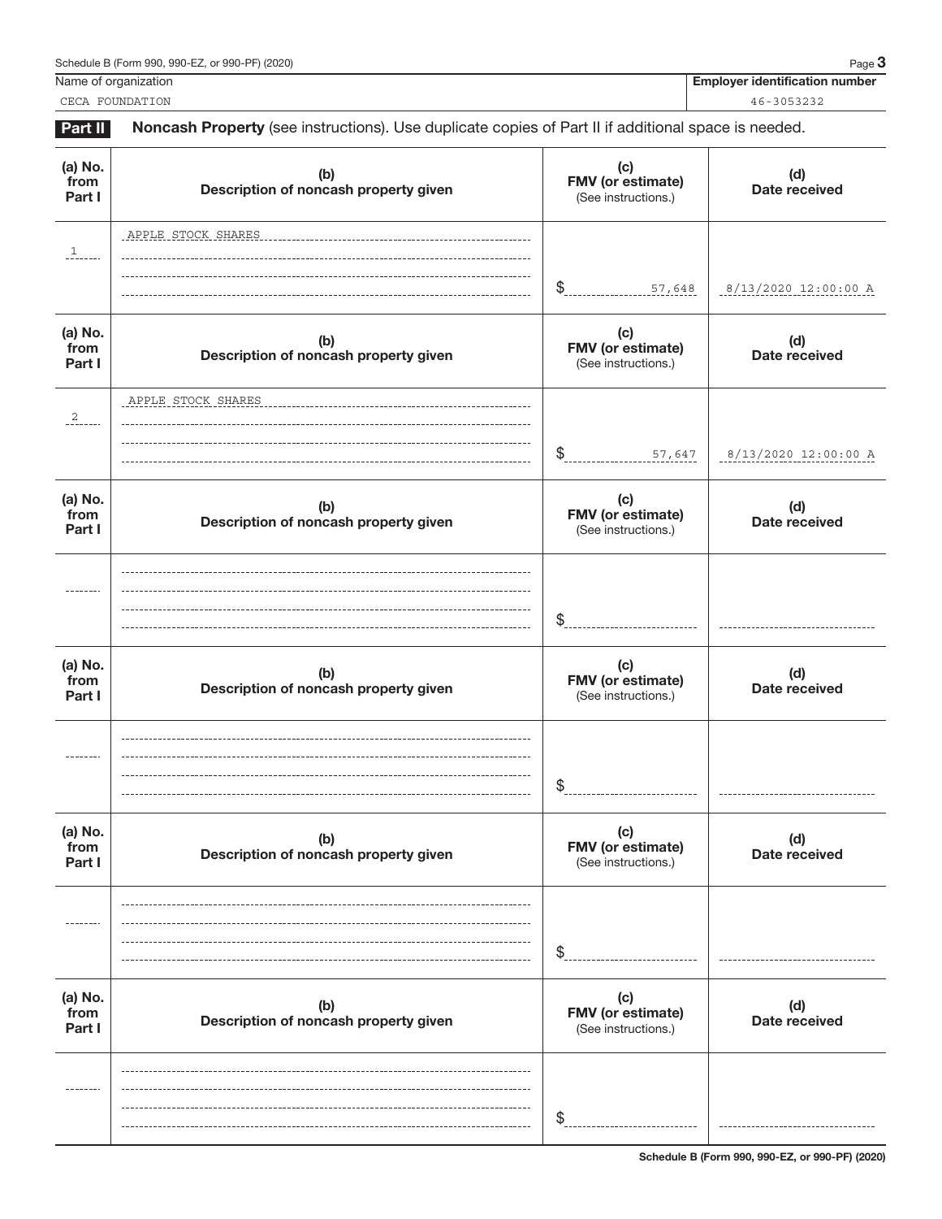Name of organization: CECA FOUNDATION

**Employer identification number**: 46-3053232

**Part II** **Noncash Property** (see instructions). Use duplicate copies of Part II if additional space is needed.

| (a) No. from Part I | (b) Description of noncash property given | (c) FMV (or estimate) (See instructions.) | (d) Date received |
|---|---|---|---|
| 1 | APPLE STOCK SHARES | $ 57,648 | 8/13/2020 12:00:00 A |
| 2 | APPLE STOCK SHARES | $ 57,647 | 8/13/2020 12:00:00 A |
| | | $ | |
| | | $ | |
| | | $ | |
| | | $ | |

Schedule B (Form 990, 990-EZ, or 990-PF) (2020)